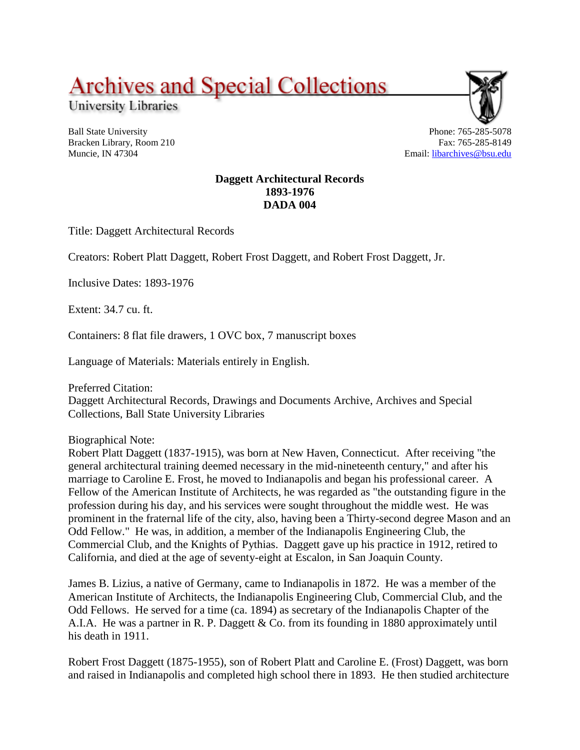# Archives and Special Collections

University Libraries

Ball State University
Bracken Library, Room 210
Muncie, IN 47304

Phone: 765-285-5078
Fax: 765-285-8149
Email: libarchives@bsu.edu

**Daggett Architectural Records**
**1893-1976**
**DADA 004**

Title: Daggett Architectural Records

Creators: Robert Platt Daggett, Robert Frost Daggett, and Robert Frost Daggett, Jr.

Inclusive Dates: 1893-1976

Extent: 34.7 cu. ft.

Containers: 8 flat file drawers, 1 OVC box, 7 manuscript boxes

Language of Materials: Materials entirely in English.

Preferred Citation:
Daggett Architectural Records, Drawings and Documents Archive, Archives and Special Collections, Ball State University Libraries

Biographical Note:
Robert Platt Daggett (1837-1915), was born at New Haven, Connecticut. After receiving "the general architectural training deemed necessary in the mid-nineteenth century," and after his marriage to Caroline E. Frost, he moved to Indianapolis and began his professional career. A Fellow of the American Institute of Architects, he was regarded as "the outstanding figure in the profession during his day, and his services were sought throughout the middle west. He was prominent in the fraternal life of the city, also, having been a Thirty-second degree Mason and an Odd Fellow." He was, in addition, a member of the Indianapolis Engineering Club, the Commercial Club, and the Knights of Pythias. Daggett gave up his practice in 1912, retired to California, and died at the age of seventy-eight at Escalon, in San Joaquin County.

James B. Lizius, a native of Germany, came to Indianapolis in 1872. He was a member of the American Institute of Architects, the Indianapolis Engineering Club, Commercial Club, and the Odd Fellows. He served for a time (ca. 1894) as secretary of the Indianapolis Chapter of the A.I.A. He was a partner in R. P. Daggett & Co. from its founding in 1880 approximately until his death in 1911.

Robert Frost Daggett (1875-1955), son of Robert Platt and Caroline E. (Frost) Daggett, was born and raised in Indianapolis and completed high school there in 1893. He then studied architecture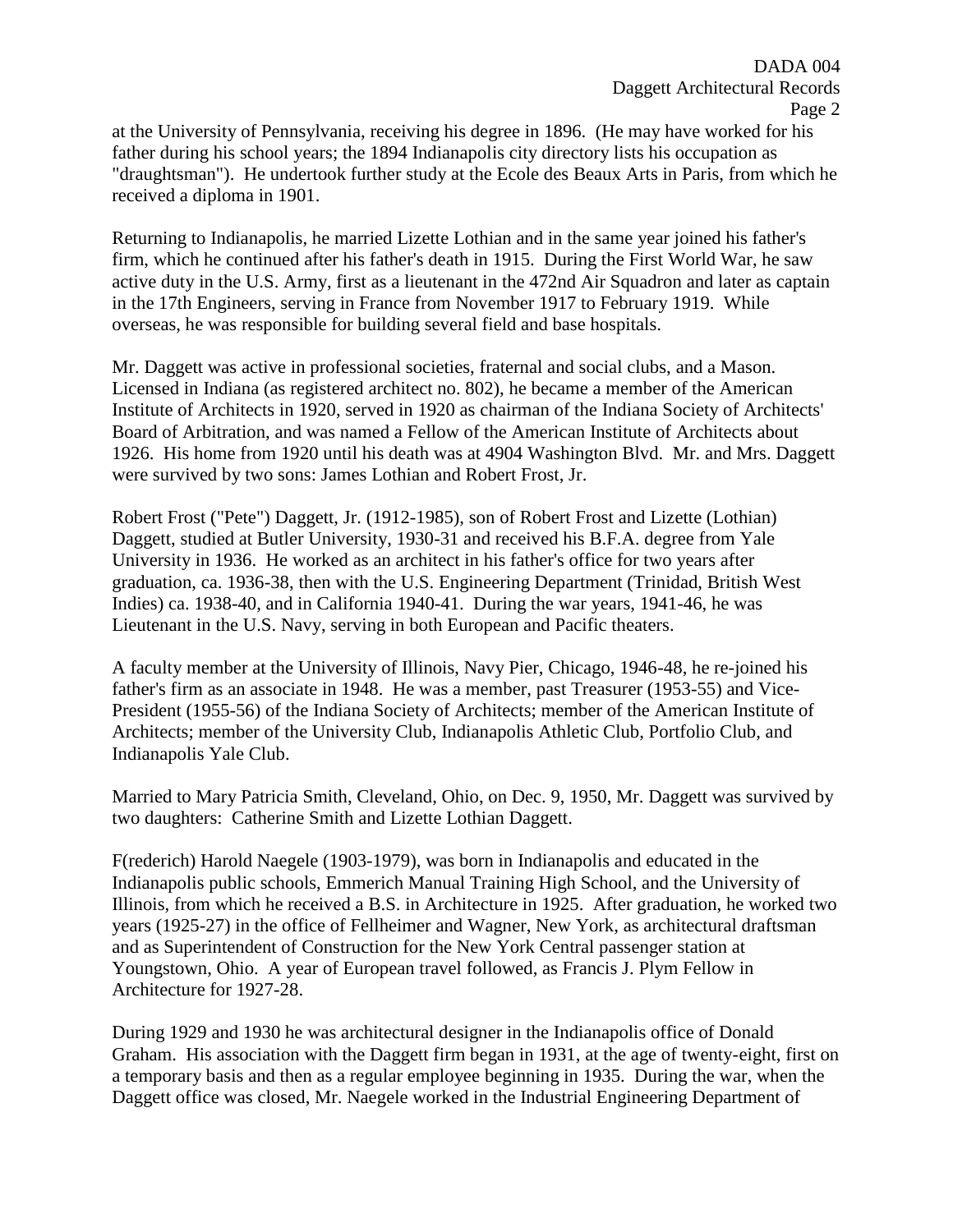at the University of Pennsylvania, receiving his degree in 1896. (He may have worked for his father during his school years; the 1894 Indianapolis city directory lists his occupation as "draughtsman"). He undertook further study at the Ecole des Beaux Arts in Paris, from which he received a diploma in 1901.

Returning to Indianapolis, he married Lizette Lothian and in the same year joined his father's firm, which he continued after his father's death in 1915. During the First World War, he saw active duty in the U.S. Army, first as a lieutenant in the 472nd Air Squadron and later as captain in the 17th Engineers, serving in France from November 1917 to February 1919. While overseas, he was responsible for building several field and base hospitals.

Mr. Daggett was active in professional societies, fraternal and social clubs, and a Mason. Licensed in Indiana (as registered architect no. 802), he became a member of the American Institute of Architects in 1920, served in 1920 as chairman of the Indiana Society of Architects' Board of Arbitration, and was named a Fellow of the American Institute of Architects about 1926. His home from 1920 until his death was at 4904 Washington Blvd. Mr. and Mrs. Daggett were survived by two sons: James Lothian and Robert Frost, Jr.

Robert Frost ("Pete") Daggett, Jr. (1912-1985), son of Robert Frost and Lizette (Lothian) Daggett, studied at Butler University, 1930-31 and received his B.F.A. degree from Yale University in 1936. He worked as an architect in his father's office for two years after graduation, ca. 1936-38, then with the U.S. Engineering Department (Trinidad, British West Indies) ca. 1938-40, and in California 1940-41. During the war years, 1941-46, he was Lieutenant in the U.S. Navy, serving in both European and Pacific theaters.

A faculty member at the University of Illinois, Navy Pier, Chicago, 1946-48, he re-joined his father's firm as an associate in 1948. He was a member, past Treasurer (1953-55) and Vice-President (1955-56) of the Indiana Society of Architects; member of the American Institute of Architects; member of the University Club, Indianapolis Athletic Club, Portfolio Club, and Indianapolis Yale Club.

Married to Mary Patricia Smith, Cleveland, Ohio, on Dec. 9, 1950, Mr. Daggett was survived by two daughters: Catherine Smith and Lizette Lothian Daggett.

F(rederich) Harold Naegele (1903-1979), was born in Indianapolis and educated in the Indianapolis public schools, Emmerich Manual Training High School, and the University of Illinois, from which he received a B.S. in Architecture in 1925. After graduation, he worked two years (1925-27) in the office of Fellheimer and Wagner, New York, as architectural draftsman and as Superintendent of Construction for the New York Central passenger station at Youngstown, Ohio. A year of European travel followed, as Francis J. Plym Fellow in Architecture for 1927-28.

During 1929 and 1930 he was architectural designer in the Indianapolis office of Donald Graham. His association with the Daggett firm began in 1931, at the age of twenty-eight, first on a temporary basis and then as a regular employee beginning in 1935. During the war, when the Daggett office was closed, Mr. Naegele worked in the Industrial Engineering Department of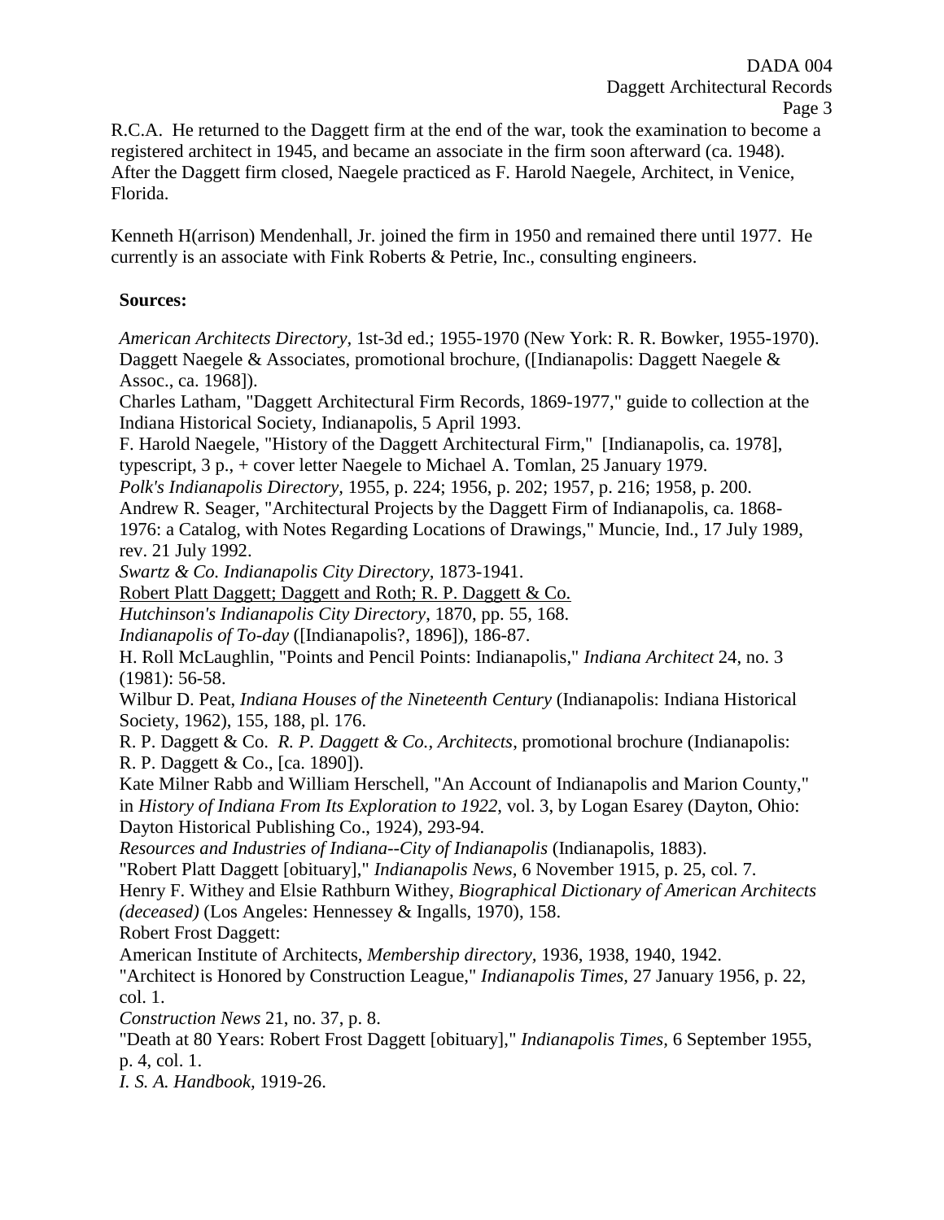R.C.A. He returned to the Daggett firm at the end of the war, took the examination to become a registered architect in 1945, and became an associate in the firm soon afterward (ca. 1948). After the Daggett firm closed, Naegele practiced as F. Harold Naegele, Architect, in Venice, Florida.

Kenneth H(arrison) Mendenhall, Jr. joined the firm in 1950 and remained there until 1977. He currently is an associate with Fink Roberts & Petrie, Inc., consulting engineers.

**Sources:**

*American Architects Directory*, 1st-3d ed.; 1955-1970 (New York: R. R. Bowker, 1955-1970).
Daggett Naegele & Associates, promotional brochure, ([Indianapolis: Daggett Naegele & Assoc., ca. 1968]).
Charles Latham, "Daggett Architectural Firm Records, 1869-1977," guide to collection at the Indiana Historical Society, Indianapolis, 5 April 1993.
F. Harold Naegele, "History of the Daggett Architectural Firm," [Indianapolis, ca. 1978], typescript, 3 p., + cover letter Naegele to Michael A. Tomlan, 25 January 1979.
*Polk's Indianapolis Directory*, 1955, p. 224; 1956, p. 202; 1957, p. 216; 1958, p. 200.
Andrew R. Seager, "Architectural Projects by the Daggett Firm of Indianapolis, ca. 1868-1976: a Catalog, with Notes Regarding Locations of Drawings," Muncie, Ind., 17 July 1989, rev. 21 July 1992.
*Swartz & Co. Indianapolis City Directory*, 1873-1941.
<u>Robert Platt Daggett; Daggett and Roth; R. P. Daggett & Co.</u>
*Hutchinson's Indianapolis City Directory*, 1870, pp. 55, 168.
*Indianapolis of To-day* ([Indianapolis?, 1896]), 186-87.
H. Roll McLaughlin, "Points and Pencil Points: Indianapolis," *Indiana Architect* 24, no. 3 (1981): 56-58.
Wilbur D. Peat, *Indiana Houses of the Nineteenth Century* (Indianapolis: Indiana Historical Society, 1962), 155, 188, pl. 176.
R. P. Daggett & Co. *R. P. Daggett & Co., Architects*, promotional brochure (Indianapolis: R. P. Daggett & Co., [ca. 1890]).
Kate Milner Rabb and William Herschell, "An Account of Indianapolis and Marion County," in *History of Indiana From Its Exploration to 1922*, vol. 3, by Logan Esarey (Dayton, Ohio: Dayton Historical Publishing Co., 1924), 293-94.
*Resources and Industries of Indiana--City of Indianapolis* (Indianapolis, 1883).
"Robert Platt Daggett [obituary]," *Indianapolis News*, 6 November 1915, p. 25, col. 7.
Henry F. Withey and Elsie Rathburn Withey, *Biographical Dictionary of American Architects (deceased)* (Los Angeles: Hennessey & Ingalls, 1970), 158.
Robert Frost Daggett:
American Institute of Architects, *Membership directory*, 1936, 1938, 1940, 1942.
"Architect is Honored by Construction League," *Indianapolis Times*, 27 January 1956, p. 22, col. 1.
*Construction News* 21, no. 37, p. 8.
"Death at 80 Years: Robert Frost Daggett [obituary]," *Indianapolis Times*, 6 September 1955, p. 4, col. 1.
*I. S. A. Handbook*, 1919-26.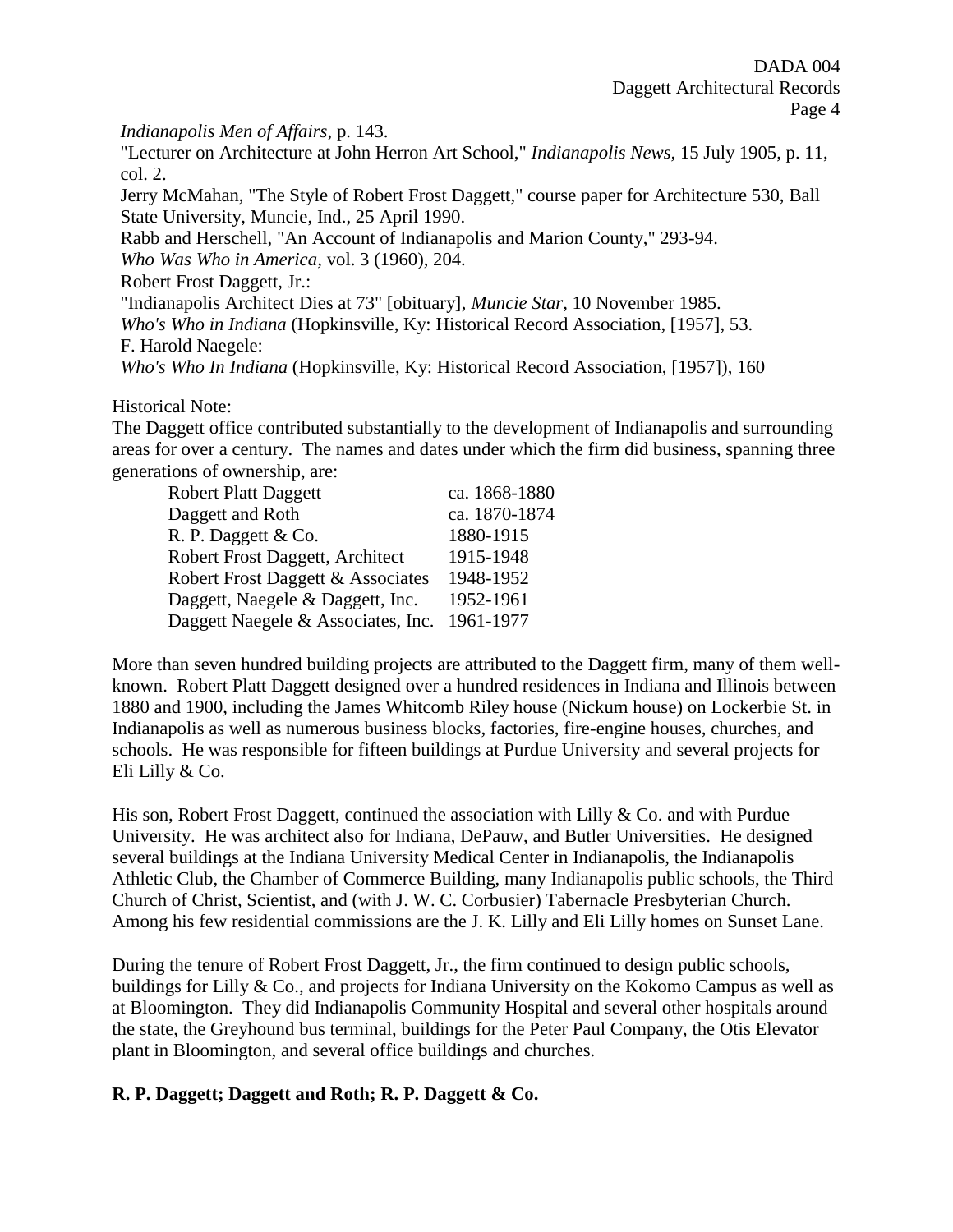*Indianapolis Men of Affairs*, p. 143.

"Lecturer on Architecture at John Herron Art School," *Indianapolis News*, 15 July 1905, p. 11, col. 2.

Jerry McMahan, "The Style of Robert Frost Daggett," course paper for Architecture 530, Ball State University, Muncie, Ind., 25 April 1990.

Rabb and Herschell, "An Account of Indianapolis and Marion County," 293-94.

*Who Was Who in America*, vol. 3 (1960), 204.

Robert Frost Daggett, Jr.:

"Indianapolis Architect Dies at 73" [obituary], *Muncie Star*, 10 November 1985.

*Who's Who in Indiana* (Hopkinsville, Ky: Historical Record Association, [1957], 53.

F. Harold Naegele:

*Who's Who In Indiana* (Hopkinsville, Ky: Historical Record Association, [1957]), 160

Historical Note:

The Daggett office contributed substantially to the development of Indianapolis and surrounding areas for over a century. The names and dates under which the firm did business, spanning three generations of ownership, are:

| | |
|---|---|
| Robert Platt Daggett | ca. 1868-1880 |
| Daggett and Roth | ca. 1870-1874 |
| R. P. Daggett & Co. | 1880-1915 |
| Robert Frost Daggett, Architect | 1915-1948 |
| Robert Frost Daggett & Associates | 1948-1952 |
| Daggett, Naegele & Daggett, Inc. | 1952-1961 |
| Daggett Naegele & Associates, Inc. | 1961-1977 |

More than seven hundred building projects are attributed to the Daggett firm, many of them well-known. Robert Platt Daggett designed over a hundred residences in Indiana and Illinois between 1880 and 1900, including the James Whitcomb Riley house (Nickum house) on Lockerbie St. in Indianapolis as well as numerous business blocks, factories, fire-engine houses, churches, and schools. He was responsible for fifteen buildings at Purdue University and several projects for Eli Lilly & Co.

His son, Robert Frost Daggett, continued the association with Lilly & Co. and with Purdue University. He was architect also for Indiana, DePauw, and Butler Universities. He designed several buildings at the Indiana University Medical Center in Indianapolis, the Indianapolis Athletic Club, the Chamber of Commerce Building, many Indianapolis public schools, the Third Church of Christ, Scientist, and (with J. W. C. Corbusier) Tabernacle Presbyterian Church. Among his few residential commissions are the J. K. Lilly and Eli Lilly homes on Sunset Lane.

During the tenure of Robert Frost Daggett, Jr., the firm continued to design public schools, buildings for Lilly & Co., and projects for Indiana University on the Kokomo Campus as well as at Bloomington. They did Indianapolis Community Hospital and several other hospitals around the state, the Greyhound bus terminal, buildings for the Peter Paul Company, the Otis Elevator plant in Bloomington, and several office buildings and churches.

**R. P. Daggett; Daggett and Roth; R. P. Daggett & Co.**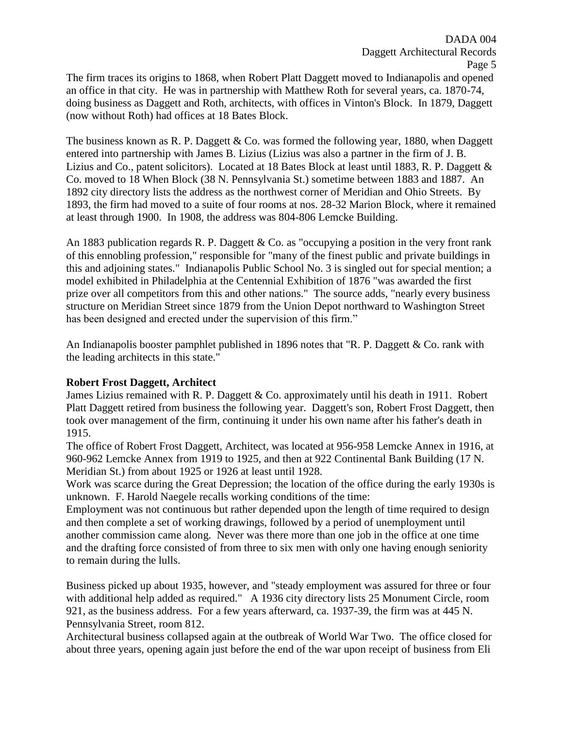The firm traces its origins to 1868, when Robert Platt Daggett moved to Indianapolis and opened an office in that city. He was in partnership with Matthew Roth for several years, ca. 1870-74, doing business as Daggett and Roth, architects, with offices in Vinton's Block. In 1879, Daggett (now without Roth) had offices at 18 Bates Block.

The business known as R. P. Daggett & Co. was formed the following year, 1880, when Daggett entered into partnership with James B. Lizius (Lizius was also a partner in the firm of J. B. Lizius and Co., patent solicitors). Located at 18 Bates Block at least until 1883, R. P. Daggett & Co. moved to 18 When Block (38 N. Pennsylvania St.) sometime between 1883 and 1887. An 1892 city directory lists the address as the northwest corner of Meridian and Ohio Streets. By 1893, the firm had moved to a suite of four rooms at nos. 28-32 Marion Block, where it remained at least through 1900. In 1908, the address was 804-806 Lemcke Building.

An 1883 publication regards R. P. Daggett & Co. as "occupying a position in the very front rank of this ennobling profession," responsible for "many of the finest public and private buildings in this and adjoining states." Indianapolis Public School No. 3 is singled out for special mention; a model exhibited in Philadelphia at the Centennial Exhibition of 1876 "was awarded the first prize over all competitors from this and other nations." The source adds, "nearly every business structure on Meridian Street since 1879 from the Union Depot northward to Washington Street has been designed and erected under the supervision of this firm."

An Indianapolis booster pamphlet published in 1896 notes that "R. P. Daggett & Co. rank with the leading architects in this state."

**Robert Frost Daggett, Architect**

James Lizius remained with R. P. Daggett & Co. approximately until his death in 1911. Robert Platt Daggett retired from business the following year. Daggett's son, Robert Frost Daggett, then took over management of the firm, continuing it under his own name after his father's death in 1915.

The office of Robert Frost Daggett, Architect, was located at 956-958 Lemcke Annex in 1916, at 960-962 Lemcke Annex from 1919 to 1925, and then at 922 Continental Bank Building (17 N. Meridian St.) from about 1925 or 1926 at least until 1928.

Work was scarce during the Great Depression; the location of the office during the early 1930s is unknown. F. Harold Naegele recalls working conditions of the time:

Employment was not continuous but rather depended upon the length of time required to design and then complete a set of working drawings, followed by a period of unemployment until another commission came along. Never was there more than one job in the office at one time and the drafting force consisted of from three to six men with only one having enough seniority to remain during the lulls.

Business picked up about 1935, however, and "steady employment was assured for three or four with additional help added as required." A 1936 city directory lists 25 Monument Circle, room 921, as the business address. For a few years afterward, ca. 1937-39, the firm was at 445 N. Pennsylvania Street, room 812.

Architectural business collapsed again at the outbreak of World War Two. The office closed for about three years, opening again just before the end of the war upon receipt of business from Eli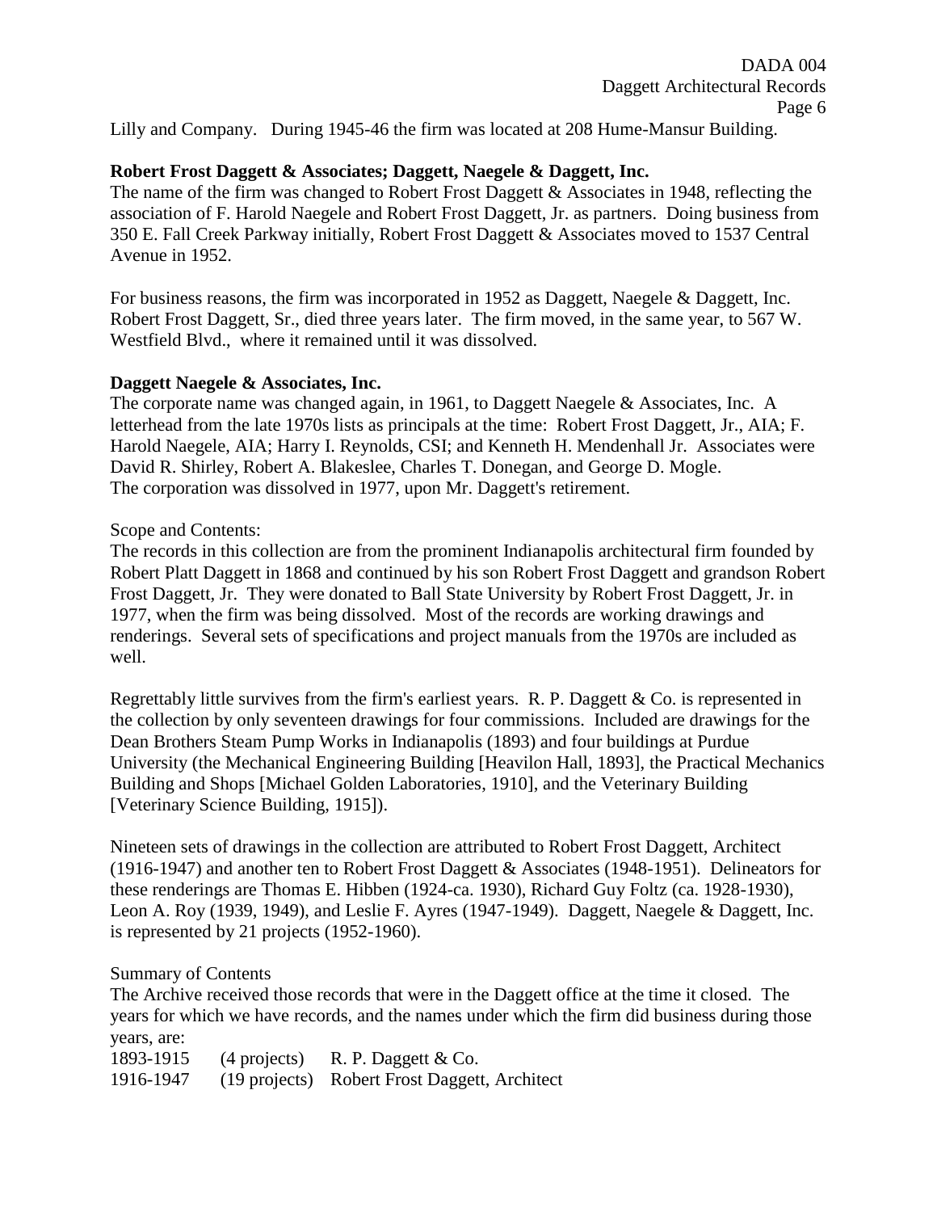Lilly and Company. During 1945-46 the firm was located at 208 Hume-Mansur Building.

**Robert Frost Daggett & Associates; Daggett, Naegele & Daggett, Inc.**

The name of the firm was changed to Robert Frost Daggett & Associates in 1948, reflecting the association of F. Harold Naegele and Robert Frost Daggett, Jr. as partners. Doing business from 350 E. Fall Creek Parkway initially, Robert Frost Daggett & Associates moved to 1537 Central Avenue in 1952.

For business reasons, the firm was incorporated in 1952 as Daggett, Naegele & Daggett, Inc. Robert Frost Daggett, Sr., died three years later. The firm moved, in the same year, to 567 W. Westfield Blvd., where it remained until it was dissolved.

**Daggett Naegele & Associates, Inc.**

The corporate name was changed again, in 1961, to Daggett Naegele & Associates, Inc. A letterhead from the late 1970s lists as principals at the time: Robert Frost Daggett, Jr., AIA; F. Harold Naegele, AIA; Harry I. Reynolds, CSI; and Kenneth H. Mendenhall Jr. Associates were David R. Shirley, Robert A. Blakeslee, Charles T. Donegan, and George D. Mogle. The corporation was dissolved in 1977, upon Mr. Daggett's retirement.

Scope and Contents:

The records in this collection are from the prominent Indianapolis architectural firm founded by Robert Platt Daggett in 1868 and continued by his son Robert Frost Daggett and grandson Robert Frost Daggett, Jr. They were donated to Ball State University by Robert Frost Daggett, Jr. in 1977, when the firm was being dissolved. Most of the records are working drawings and renderings. Several sets of specifications and project manuals from the 1970s are included as well.

Regrettably little survives from the firm's earliest years. R. P. Daggett & Co. is represented in the collection by only seventeen drawings for four commissions. Included are drawings for the Dean Brothers Steam Pump Works in Indianapolis (1893) and four buildings at Purdue University (the Mechanical Engineering Building [Heavilon Hall, 1893], the Practical Mechanics Building and Shops [Michael Golden Laboratories, 1910], and the Veterinary Building [Veterinary Science Building, 1915]).

Nineteen sets of drawings in the collection are attributed to Robert Frost Daggett, Architect (1916-1947) and another ten to Robert Frost Daggett & Associates (1948-1951). Delineators for these renderings are Thomas E. Hibben (1924-ca. 1930), Richard Guy Foltz (ca. 1928-1930), Leon A. Roy (1939, 1949), and Leslie F. Ayres (1947-1949). Daggett, Naegele & Daggett, Inc. is represented by 21 projects (1952-1960).

Summary of Contents

The Archive received those records that were in the Daggett office at the time it closed. The years for which we have records, and the names under which the firm did business during those years, are:

| | | |
|---|---|---|
| 1893-1915 | (4 projects) | R. P. Daggett & Co. |
| 1916-1947 | (19 projects) | Robert Frost Daggett, Architect |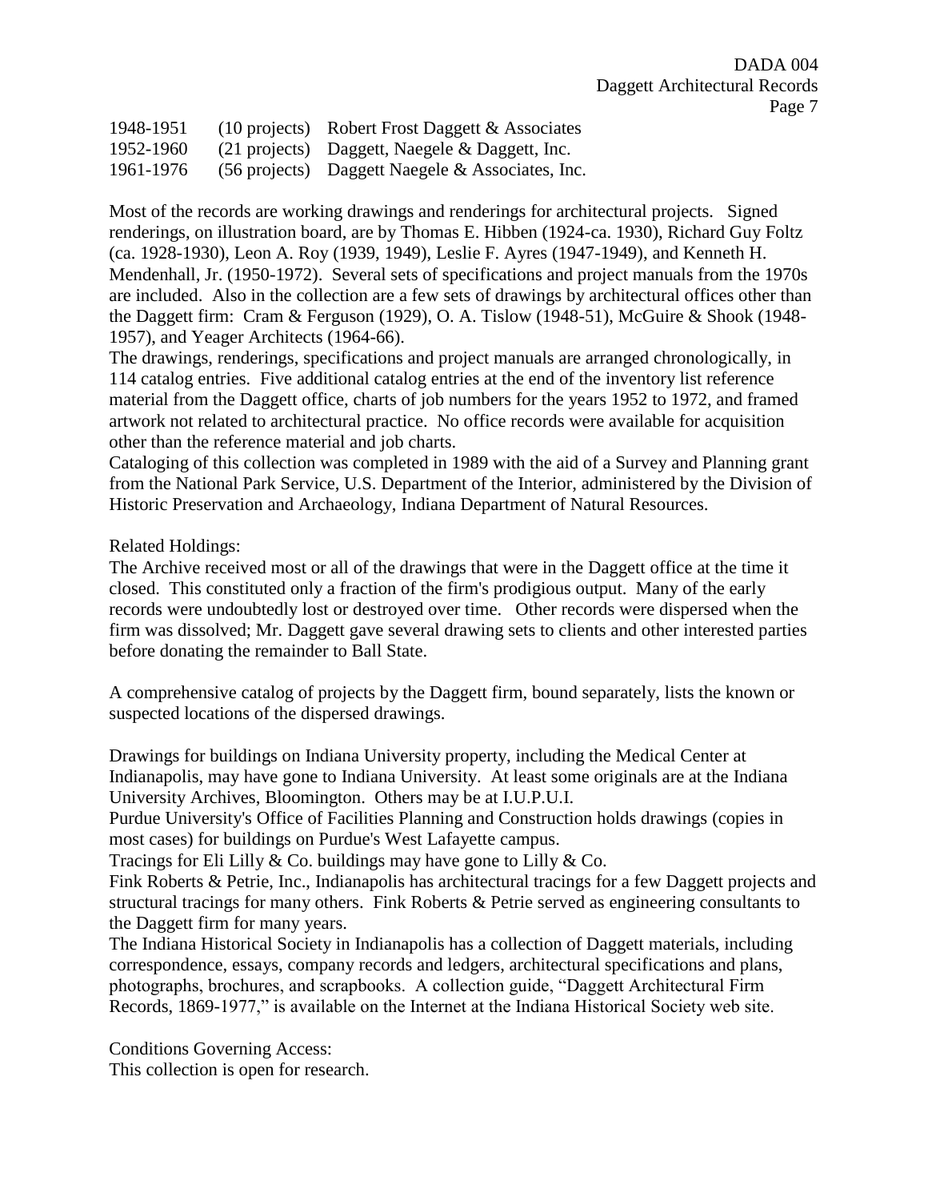| | | |
|---|---|---|
| 1948-1951 | (10 projects) | Robert Frost Daggett & Associates |
| 1952-1960 | (21 projects) | Daggett, Naegele & Daggett, Inc. |
| 1961-1976 | (56 projects) | Daggett Naegele & Associates, Inc. |

Most of the records are working drawings and renderings for architectural projects. Signed renderings, on illustration board, are by Thomas E. Hibben (1924-ca. 1930), Richard Guy Foltz (ca. 1928-1930), Leon A. Roy (1939, 1949), Leslie F. Ayres (1947-1949), and Kenneth H. Mendenhall, Jr. (1950-1972). Several sets of specifications and project manuals from the 1970s are included. Also in the collection are a few sets of drawings by architectural offices other than the Daggett firm: Cram & Ferguson (1929), O. A. Tislow (1948-51), McGuire & Shook (1948-1957), and Yeager Architects (1964-66).

The drawings, renderings, specifications and project manuals are arranged chronologically, in 114 catalog entries. Five additional catalog entries at the end of the inventory list reference material from the Daggett office, charts of job numbers for the years 1952 to 1972, and framed artwork not related to architectural practice. No office records were available for acquisition other than the reference material and job charts.

Cataloging of this collection was completed in 1989 with the aid of a Survey and Planning grant from the National Park Service, U.S. Department of the Interior, administered by the Division of Historic Preservation and Archaeology, Indiana Department of Natural Resources.

Related Holdings:

The Archive received most or all of the drawings that were in the Daggett office at the time it closed. This constituted only a fraction of the firm's prodigious output. Many of the early records were undoubtedly lost or destroyed over time. Other records were dispersed when the firm was dissolved; Mr. Daggett gave several drawing sets to clients and other interested parties before donating the remainder to Ball State.

A comprehensive catalog of projects by the Daggett firm, bound separately, lists the known or suspected locations of the dispersed drawings.

Drawings for buildings on Indiana University property, including the Medical Center at Indianapolis, may have gone to Indiana University. At least some originals are at the Indiana University Archives, Bloomington. Others may be at I.U.P.U.I.

Purdue University's Office of Facilities Planning and Construction holds drawings (copies in most cases) for buildings on Purdue's West Lafayette campus.

Tracings for Eli Lilly & Co. buildings may have gone to Lilly & Co.

Fink Roberts & Petrie, Inc., Indianapolis has architectural tracings for a few Daggett projects and structural tracings for many others. Fink Roberts & Petrie served as engineering consultants to the Daggett firm for many years.

The Indiana Historical Society in Indianapolis has a collection of Daggett materials, including correspondence, essays, company records and ledgers, architectural specifications and plans, photographs, brochures, and scrapbooks. A collection guide, "Daggett Architectural Firm Records, 1869-1977," is available on the Internet at the Indiana Historical Society web site.

Conditions Governing Access:

This collection is open for research.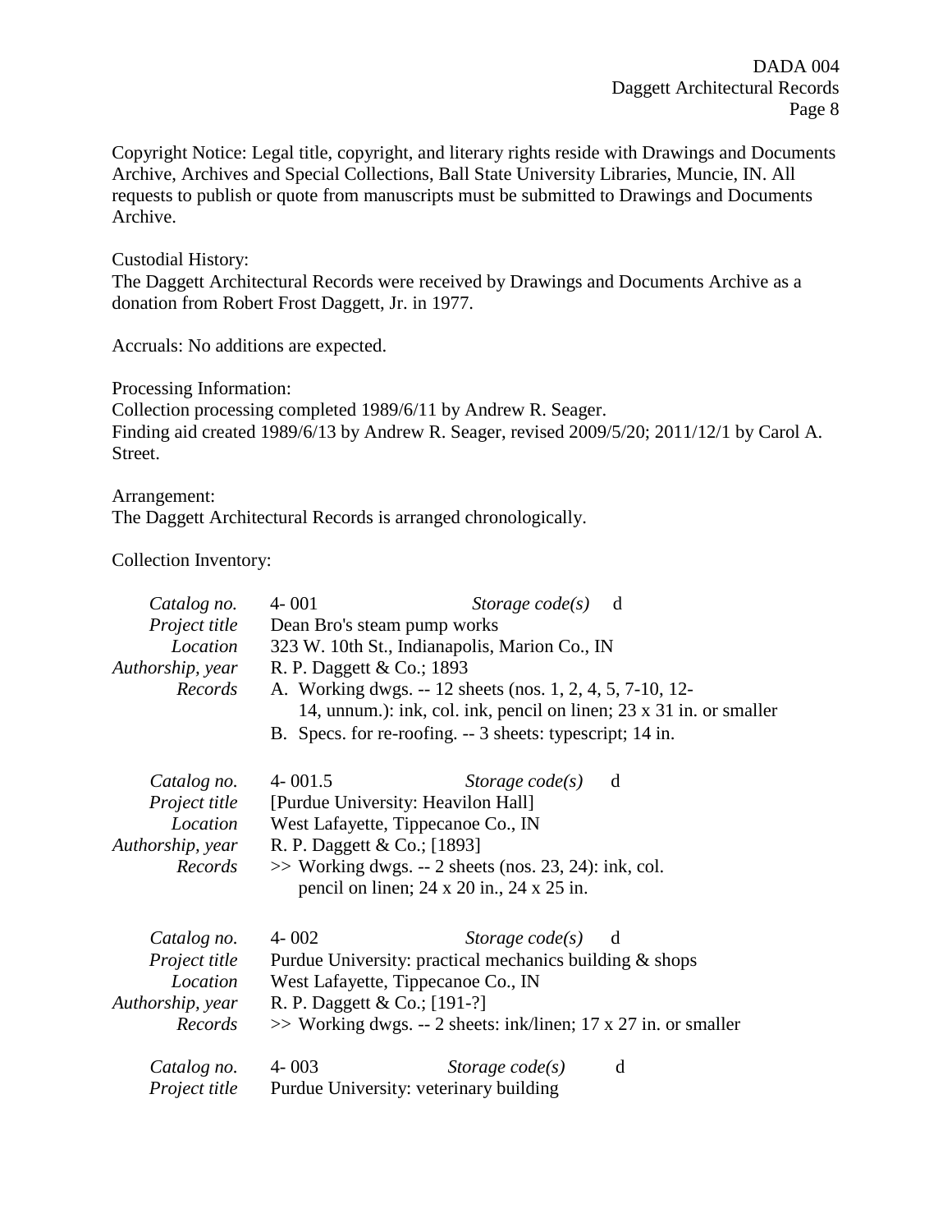Copyright Notice: Legal title, copyright, and literary rights reside with Drawings and Documents Archive, Archives and Special Collections, Ball State University Libraries, Muncie, IN. All requests to publish or quote from manuscripts must be submitted to Drawings and Documents Archive.

Custodial History:
The Daggett Architectural Records were received by Drawings and Documents Archive as a donation from Robert Frost Daggett, Jr. in 1977.

Accruals: No additions are expected.

Processing Information:
Collection processing completed 1989/6/11 by Andrew R. Seager.
Finding aid created 1989/6/13 by Andrew R. Seager, revised 2009/5/20; 2011/12/1 by Carol A. Street.

Arrangement:
The Daggett Architectural Records is arranged chronologically.

Collection Inventory:

| | |
|---|---|
| *Catalog no.* | 4- 001 *Storage code(s)* d |
| *Project title* | Dean Bro's steam pump works |
| *Location* | 323 W. 10th St., Indianapolis, Marion Co., IN |
| *Authorship, year* | R. P. Daggett & Co.; 1893 |
| *Records* | A. Working dwgs. -- 12 sheets (nos. 1, 2, 4, 5, 7-10, 12-14, unnum.): ink, col. ink, pencil on linen; 23 x 31 in. or smaller<br>B. Specs. for re-roofing. -- 3 sheets: typescript; 14 in. |

| | |
|---|---|
| *Catalog no.* | 4- 001.5 *Storage code(s)* d |
| *Project title* | [Purdue University: Heavilon Hall] |
| *Location* | West Lafayette, Tippecanoe Co., IN |
| *Authorship, year* | R. P. Daggett & Co.; [1893] |
| *Records* | >> Working dwgs. -- 2 sheets (nos. 23, 24): ink, col. pencil on linen; 24 x 20 in., 24 x 25 in. |

| | |
|---|---|
| *Catalog no.* | 4- 002 *Storage code(s)* d |
| *Project title* | Purdue University: practical mechanics building & shops |
| *Location* | West Lafayette, Tippecanoe Co., IN |
| *Authorship, year* | R. P. Daggett & Co.; [191-?] |
| *Records* | >> Working dwgs. -- 2 sheets: ink/linen; 17 x 27 in. or smaller |

| | |
|---|---|
| *Catalog no.* | 4- 003 *Storage code(s)* d |
| *Project title* | Purdue University: veterinary building |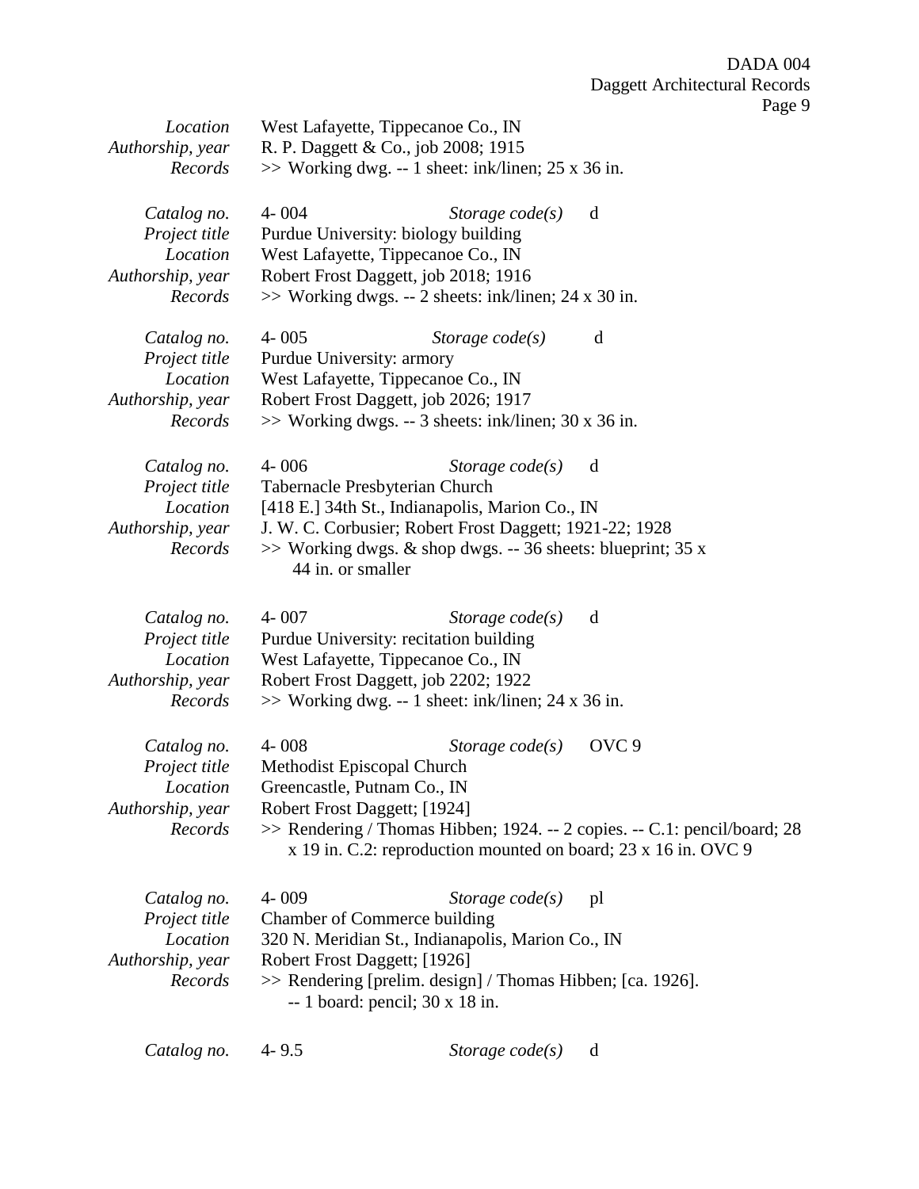*Location* West Lafayette, Tippecanoe Co., IN
*Authorship, year* R. P. Daggett & Co., job 2008; 1915
*Records* >> Working dwg. -- 1 sheet: ink/linen; 25 x 36 in.

*Catalog no.* 4- 004 *Storage code(s)* d
*Project title* Purdue University: biology building
*Location* West Lafayette, Tippecanoe Co., IN
*Authorship, year* Robert Frost Daggett, job 2018; 1916
*Records* >> Working dwgs. -- 2 sheets: ink/linen; 24 x 30 in.

*Catalog no.* 4- 005 *Storage code(s)* d
*Project title* Purdue University: armory
*Location* West Lafayette, Tippecanoe Co., IN
*Authorship, year* Robert Frost Daggett, job 2026; 1917
*Records* >> Working dwgs. -- 3 sheets: ink/linen; 30 x 36 in.

*Catalog no.* 4- 006 *Storage code(s)* d
*Project title* Tabernacle Presbyterian Church
*Location* [418 E.] 34th St., Indianapolis, Marion Co., IN
*Authorship, year* J. W. C. Corbusier; Robert Frost Daggett; 1921-22; 1928
*Records* >> Working dwgs. & shop dwgs. -- 36 sheets: blueprint; 35 x 44 in. or smaller

*Catalog no.* 4- 007 *Storage code(s)* d
*Project title* Purdue University: recitation building
*Location* West Lafayette, Tippecanoe Co., IN
*Authorship, year* Robert Frost Daggett, job 2202; 1922
*Records* >> Working dwg. -- 1 sheet: ink/linen; 24 x 36 in.

*Catalog no.* 4- 008 *Storage code(s)* OVC 9
*Project title* Methodist Episcopal Church
*Location* Greencastle, Putnam Co., IN
*Authorship, year* Robert Frost Daggett; [1924]
*Records* >> Rendering / Thomas Hibben; 1924. -- 2 copies. -- C.1: pencil/board; 28 x 19 in. C.2: reproduction mounted on board; 23 x 16 in. OVC 9

*Catalog no.* 4- 009 *Storage code(s)* pl
*Project title* Chamber of Commerce building
*Location* 320 N. Meridian St., Indianapolis, Marion Co., IN
*Authorship, year* Robert Frost Daggett; [1926]
*Records* >> Rendering [prelim. design] / Thomas Hibben; [ca. 1926]. -- 1 board: pencil; 30 x 18 in.

*Catalog no.* 4- 9.5 *Storage code(s)* d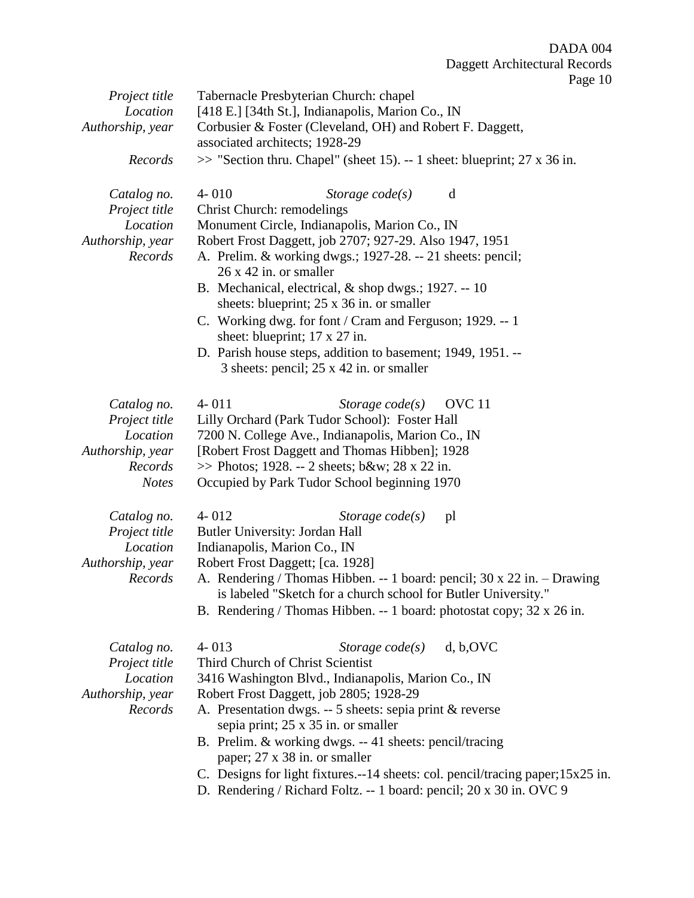| | |
|---|---|
| *Project title* | Tabernacle Presbyterian Church: chapel |
| *Location* | [418 E.] [34th St.], Indianapolis, Marion Co., IN |
| *Authorship, year* | Corbusier & Foster (Cleveland, OH) and Robert F. Daggett, associated architects; 1928-29 |
| *Records* | >> "Section thru. Chapel" (sheet 15). -- 1 sheet: blueprint; 27 x 36 in. |

| | |
|---|---|
| *Catalog no.* | 4- 010 *Storage code(s)* d |
| *Project title* | Christ Church: remodelings |
| *Location* | Monument Circle, Indianapolis, Marion Co., IN |
| *Authorship, year* | Robert Frost Daggett, job 2707; 927-29. Also 1947, 1951 |
| *Records* | A. Prelim. & working dwgs.; 1927-28. -- 21 sheets: pencil; 26 x 42 in. or smaller<br>B. Mechanical, electrical, & shop dwgs.; 1927. -- 10 sheets: blueprint; 25 x 36 in. or smaller<br>C. Working dwg. for font / Cram and Ferguson; 1929. -- 1 sheet: blueprint; 17 x 27 in.<br>D. Parish house steps, addition to basement; 1949, 1951. -- 3 sheets: pencil; 25 x 42 in. or smaller |

| | |
|---|---|
| *Catalog no.* | 4- 011 *Storage code(s)* OVC 11 |
| *Project title* | Lilly Orchard (Park Tudor School): Foster Hall |
| *Location* | 7200 N. College Ave., Indianapolis, Marion Co., IN |
| *Authorship, year* | [Robert Frost Daggett and Thomas Hibben]; 1928 |
| *Records* | >> Photos; 1928. -- 2 sheets; b&w; 28 x 22 in. |
| *Notes* | Occupied by Park Tudor School beginning 1970 |

| | |
|---|---|
| *Catalog no.* | 4- 012 *Storage code(s)* pl |
| *Project title* | Butler University: Jordan Hall |
| *Location* | Indianapolis, Marion Co., IN |
| *Authorship, year* | Robert Frost Daggett; [ca. 1928] |
| *Records* | A. Rendering / Thomas Hibben. -- 1 board: pencil; 30 x 22 in. – Drawing is labeled "Sketch for a church school for Butler University."<br>B. Rendering / Thomas Hibben. -- 1 board: photostat copy; 32 x 26 in. |

| | |
|---|---|
| *Catalog no.* | 4- 013 *Storage code(s)* d, b,OVC |
| *Project title* | Third Church of Christ Scientist |
| *Location* | 3416 Washington Blvd., Indianapolis, Marion Co., IN |
| *Authorship, year* | Robert Frost Daggett, job 2805; 1928-29 |
| *Records* | A. Presentation dwgs. -- 5 sheets: sepia print & reverse sepia print; 25 x 35 in. or smaller<br>B. Prelim. & working dwgs. -- 41 sheets: pencil/tracing paper; 27 x 38 in. or smaller<br>C. Designs for light fixtures.--14 sheets: col. pencil/tracing paper;15x25 in.<br>D. Rendering / Richard Foltz. -- 1 board: pencil; 20 x 30 in. OVC 9 |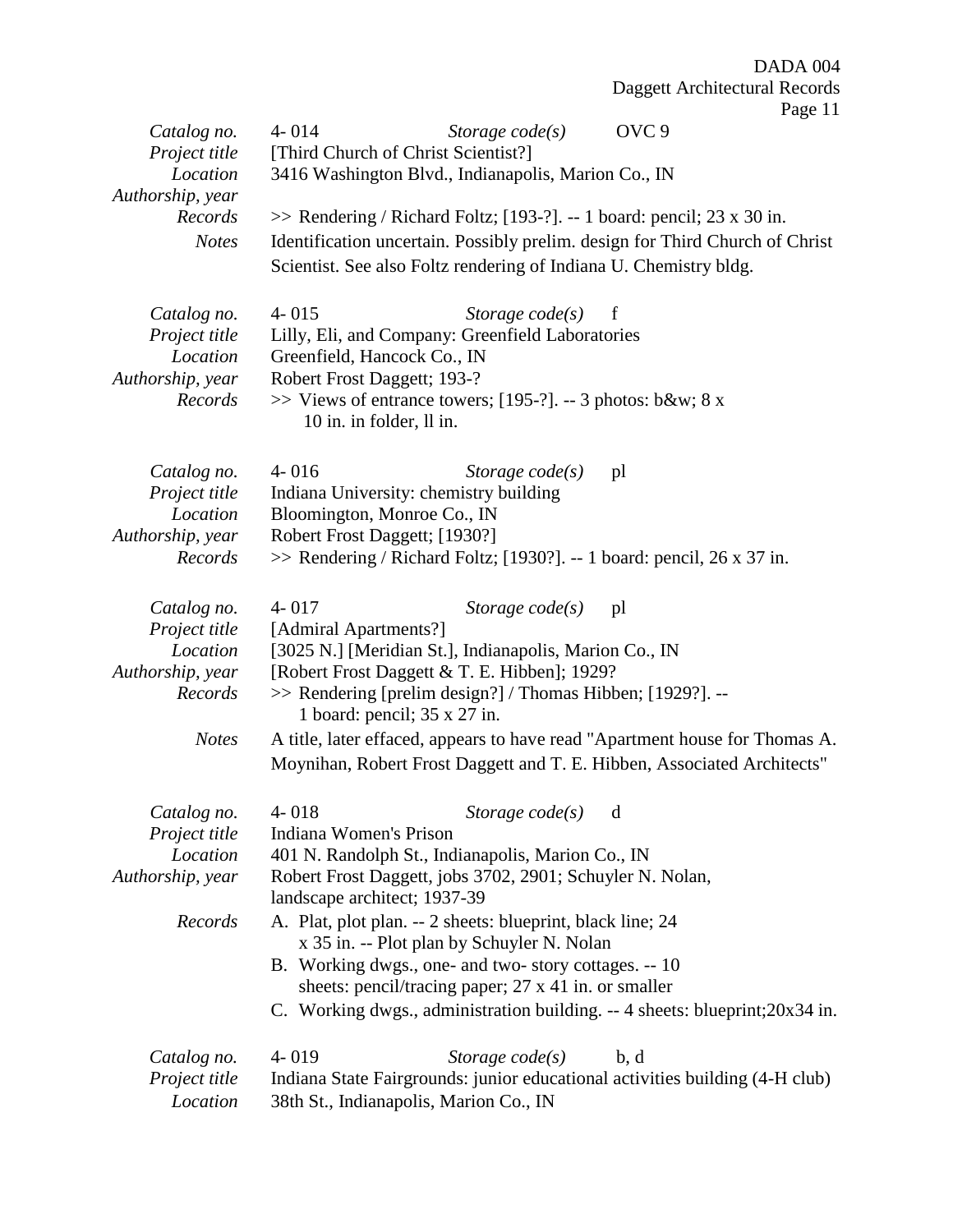*Catalog no.* 4- 014 *Storage code(s)* OVC 9
*Project title* [Third Church of Christ Scientist?]
*Location* 3416 Washington Blvd., Indianapolis, Marion Co., IN
*Authorship, year*
*Records* >> Rendering / Richard Foltz; [193-?]. -- 1 board: pencil; 23 x 30 in.
*Notes* Identification uncertain. Possibly prelim. design for Third Church of Christ Scientist. See also Foltz rendering of Indiana U. Chemistry bldg.

*Catalog no.* 4- 015 *Storage code(s)* f
*Project title* Lilly, Eli, and Company: Greenfield Laboratories
*Location* Greenfield, Hancock Co., IN
*Authorship, year* Robert Frost Daggett; 193-?
*Records* >> Views of entrance towers; [195-?]. -- 3 photos: b&w; 8 x 10 in. in folder, ll in.

*Catalog no.* 4- 016 *Storage code(s)* pl
*Project title* Indiana University: chemistry building
*Location* Bloomington, Monroe Co., IN
*Authorship, year* Robert Frost Daggett; [1930?]
*Records* >> Rendering / Richard Foltz; [1930?]. -- 1 board: pencil, 26 x 37 in.

*Catalog no.* 4- 017 *Storage code(s)* pl
*Project title* [Admiral Apartments?]
*Location* [3025 N.] [Meridian St.], Indianapolis, Marion Co., IN
*Authorship, year* [Robert Frost Daggett & T. E. Hibben]; 1929?
*Records* >> Rendering [prelim design?] / Thomas Hibben; [1929?]. -- 1 board: pencil; 35 x 27 in.
*Notes* A title, later effaced, appears to have read "Apartment house for Thomas A. Moynihan, Robert Frost Daggett and T. E. Hibben, Associated Architects"

*Catalog no.* 4- 018 *Storage code(s)* d
*Project title* Indiana Women's Prison
*Location* 401 N. Randolph St., Indianapolis, Marion Co., IN
*Authorship, year* Robert Frost Daggett, jobs 3702, 2901; Schuyler N. Nolan, landscape architect; 1937-39
*Records*
A. Plat, plot plan. -- 2 sheets: blueprint, black line; 24 x 35 in. -- Plot plan by Schuyler N. Nolan
B. Working dwgs., one- and two- story cottages. -- 10 sheets: pencil/tracing paper; 27 x 41 in. or smaller
C. Working dwgs., administration building. -- 4 sheets: blueprint;20x34 in.

*Catalog no.* 4- 019 *Storage code(s)* b, d
*Project title* Indiana State Fairgrounds: junior educational activities building (4-H club)
*Location* 38th St., Indianapolis, Marion Co., IN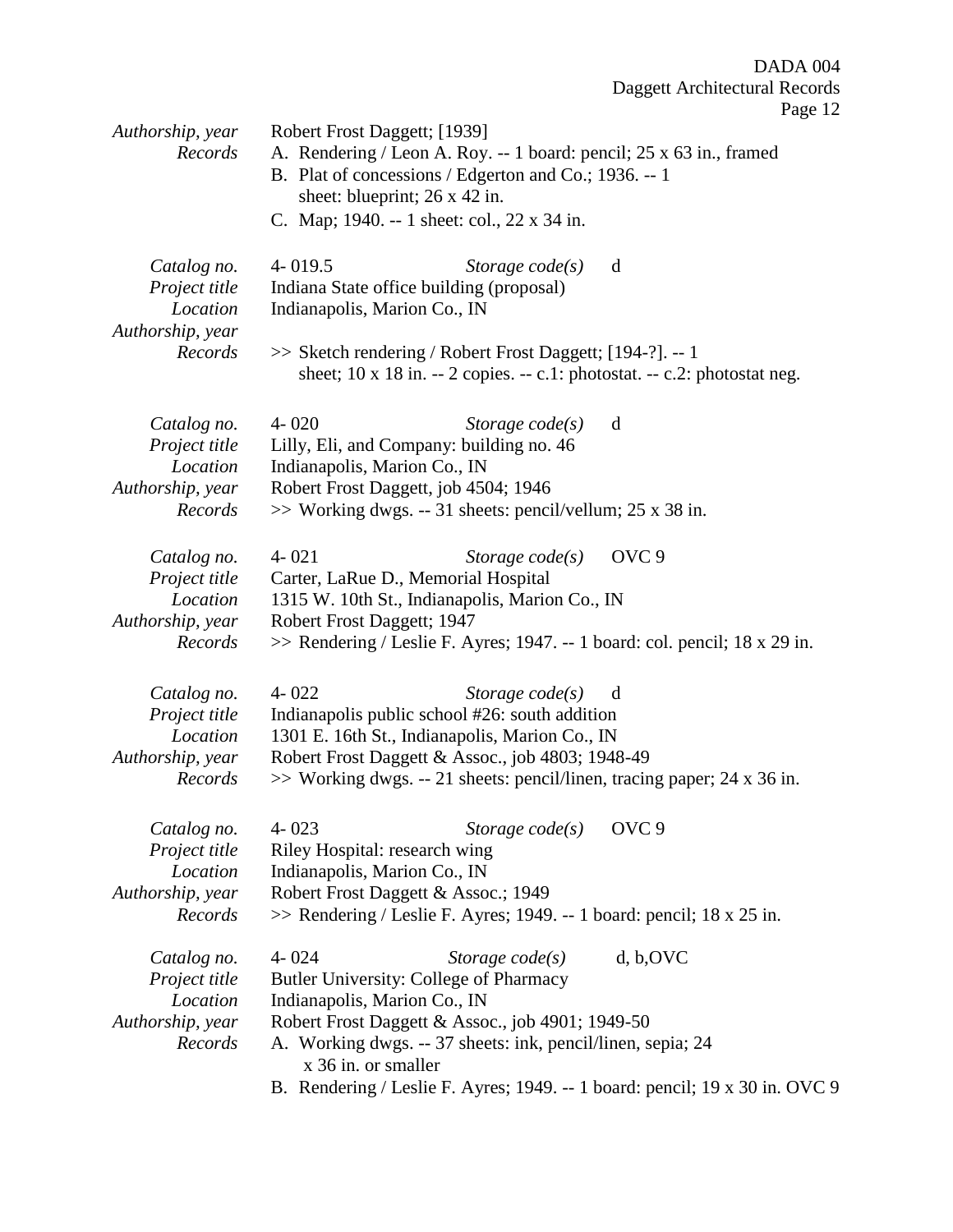*Authorship, year* Robert Frost Daggett; [1939]

*Records*
A. Rendering / Leon A. Roy. -- 1 board: pencil; 25 x 63 in., framed
B. Plat of concessions / Edgerton and Co.; 1936. -- 1 sheet: blueprint; 26 x 42 in.
C. Map; 1940. -- 1 sheet: col., 22 x 34 in.

*Catalog no.* 4- 019.5 *Storage code(s)* d
*Project title* Indiana State office building (proposal)
*Location* Indianapolis, Marion Co., IN
*Authorship, year*
*Records* >> Sketch rendering / Robert Frost Daggett; [194-?]. -- 1 sheet; 10 x 18 in. -- 2 copies. -- c.1: photostat. -- c.2: photostat neg.

*Catalog no.* 4- 020 *Storage code(s)* d
*Project title* Lilly, Eli, and Company: building no. 46
*Location* Indianapolis, Marion Co., IN
*Authorship, year* Robert Frost Daggett, job 4504; 1946
*Records* >> Working dwgs. -- 31 sheets: pencil/vellum; 25 x 38 in.

*Catalog no.* 4- 021 *Storage code(s)* OVC 9
*Project title* Carter, LaRue D., Memorial Hospital
*Location* 1315 W. 10th St., Indianapolis, Marion Co., IN
*Authorship, year* Robert Frost Daggett; 1947
*Records* >> Rendering / Leslie F. Ayres; 1947. -- 1 board: col. pencil; 18 x 29 in.

*Catalog no.* 4- 022 *Storage code(s)* d
*Project title* Indianapolis public school #26: south addition
*Location* 1301 E. 16th St., Indianapolis, Marion Co., IN
*Authorship, year* Robert Frost Daggett & Assoc., job 4803; 1948-49
*Records* >> Working dwgs. -- 21 sheets: pencil/linen, tracing paper; 24 x 36 in.

*Catalog no.* 4- 023 *Storage code(s)* OVC 9
*Project title* Riley Hospital: research wing
*Location* Indianapolis, Marion Co., IN
*Authorship, year* Robert Frost Daggett & Assoc.; 1949
*Records* >> Rendering / Leslie F. Ayres; 1949. -- 1 board: pencil; 18 x 25 in.

*Catalog no.* 4- 024 *Storage code(s)* d, b,OVC
*Project title* Butler University: College of Pharmacy
*Location* Indianapolis, Marion Co., IN
*Authorship, year* Robert Frost Daggett & Assoc., job 4901; 1949-50

*Records*
A. Working dwgs. -- 37 sheets: ink, pencil/linen, sepia; 24 x 36 in. or smaller
B. Rendering / Leslie F. Ayres; 1949. -- 1 board: pencil; 19 x 30 in. OVC 9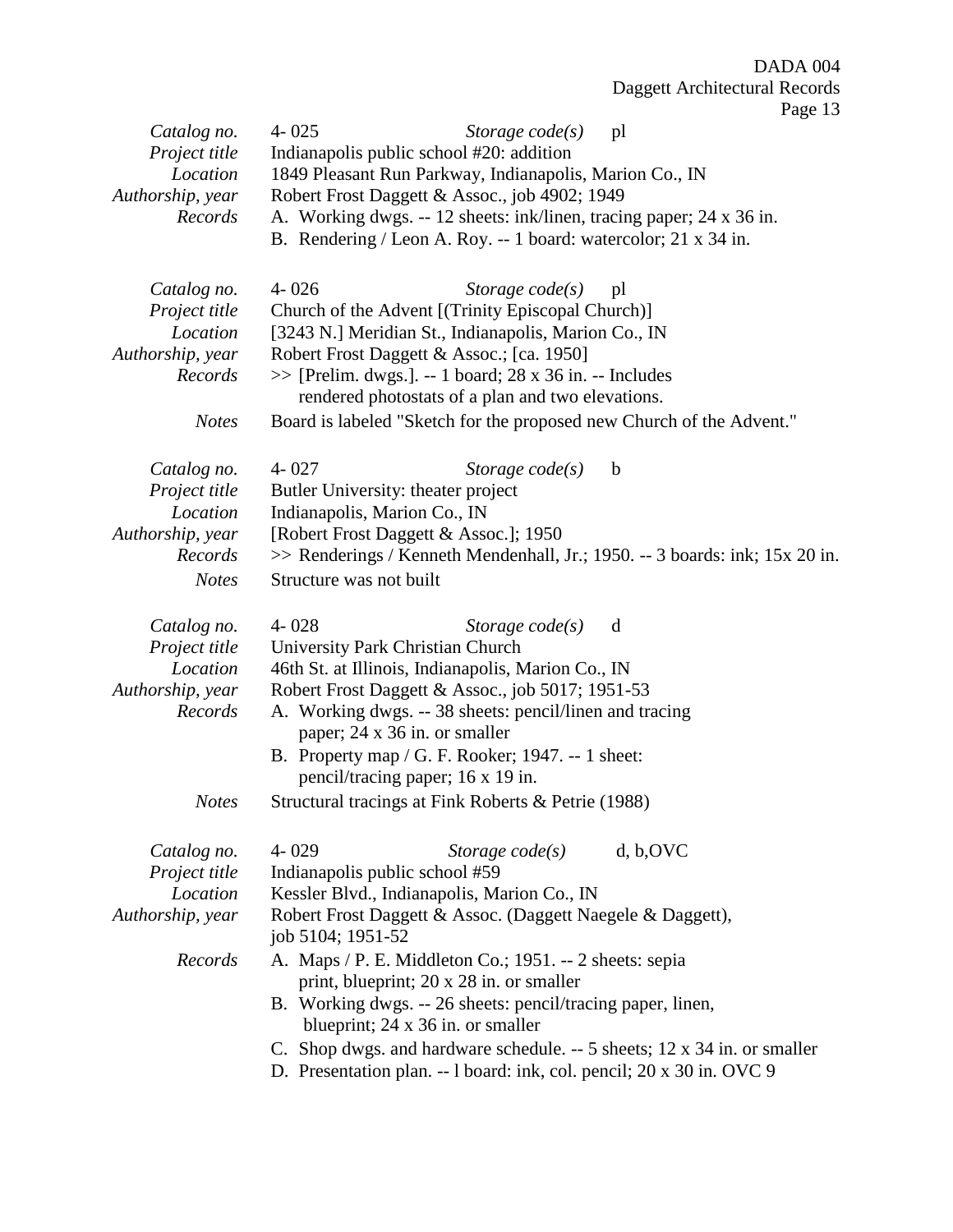| | |
|---|---|
| *Catalog no.* | 4- 025 *Storage code(s)* pl |
| *Project title* | Indianapolis public school #20: addition |
| *Location* | 1849 Pleasant Run Parkway, Indianapolis, Marion Co., IN |
| *Authorship, year* | Robert Frost Daggett & Assoc., job 4902; 1949 |
| *Records* | A. Working dwgs. -- 12 sheets: ink/linen, tracing paper; 24 x 36 in.<br>B. Rendering / Leon A. Roy. -- 1 board: watercolor; 21 x 34 in. |

| | |
|---|---|
| *Catalog no.* | 4- 026 *Storage code(s)* pl |
| *Project title* | Church of the Advent [(Trinity Episcopal Church)] |
| *Location* | [3243 N.] Meridian St., Indianapolis, Marion Co., IN |
| *Authorship, year* | Robert Frost Daggett & Assoc.; [ca. 1950] |
| *Records* | >> [Prelim. dwgs.]. -- 1 board; 28 x 36 in. -- Includes rendered photostats of a plan and two elevations. |
| *Notes* | Board is labeled "Sketch for the proposed new Church of the Advent." |

| | |
|---|---|
| *Catalog no.* | 4- 027 *Storage code(s)* b |
| *Project title* | Butler University: theater project |
| *Location* | Indianapolis, Marion Co., IN |
| *Authorship, year* | [Robert Frost Daggett & Assoc.]; 1950 |
| *Records* | >> Renderings / Kenneth Mendenhall, Jr.; 1950. -- 3 boards: ink; 15x 20 in. |
| *Notes* | Structure was not built |

| | |
|---|---|
| *Catalog no.* | 4- 028 *Storage code(s)* d |
| *Project title* | University Park Christian Church |
| *Location* | 46th St. at Illinois, Indianapolis, Marion Co., IN |
| *Authorship, year* | Robert Frost Daggett & Assoc., job 5017; 1951-53 |
| *Records* | A. Working dwgs. -- 38 sheets: pencil/linen and tracing paper; 24 x 36 in. or smaller<br>B. Property map / G. F. Rooker; 1947. -- 1 sheet: pencil/tracing paper; 16 x 19 in. |
| *Notes* | Structural tracings at Fink Roberts & Petrie (1988) |

| | |
|---|---|
| *Catalog no.* | 4- 029 *Storage code(s)* d, b,OVC |
| *Project title* | Indianapolis public school #59 |
| *Location* | Kessler Blvd., Indianapolis, Marion Co., IN |
| *Authorship, year* | Robert Frost Daggett & Assoc. (Daggett Naegele & Daggett), job 5104; 1951-52 |
| *Records* | A. Maps / P. E. Middleton Co.; 1951. -- 2 sheets: sepia print, blueprint; 20 x 28 in. or smaller<br>B. Working dwgs. -- 26 sheets: pencil/tracing paper, linen, blueprint; 24 x 36 in. or smaller<br>C. Shop dwgs. and hardware schedule. -- 5 sheets; 12 x 34 in. or smaller<br>D. Presentation plan. -- l board: ink, col. pencil; 20 x 30 in. OVC 9 |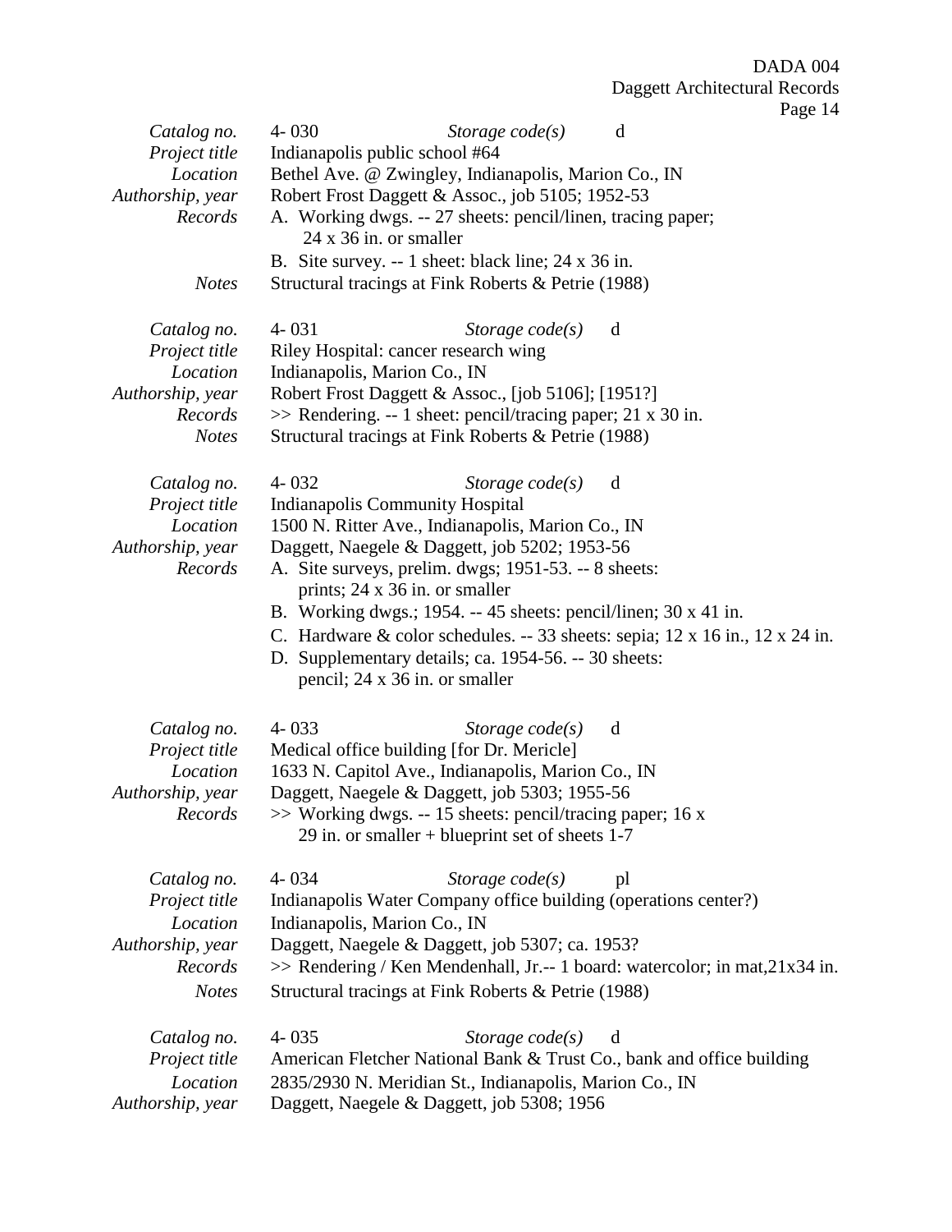| | |
|---|---|
| *Catalog no.* | 4- 030 *Storage code(s)* d |
| *Project title* | Indianapolis public school #64 |
| *Location* | Bethel Ave. @ Zwingley, Indianapolis, Marion Co., IN |
| *Authorship, year* | Robert Frost Daggett & Assoc., job 5105; 1952-53 |
| *Records* | A. Working dwgs. -- 27 sheets: pencil/linen, tracing paper; 24 x 36 in. or smaller<br>B. Site survey. -- 1 sheet: black line; 24 x 36 in. |
| *Notes* | Structural tracings at Fink Roberts & Petrie (1988) |

| | |
|---|---|
| *Catalog no.* | 4- 031 *Storage code(s)* d |
| *Project title* | Riley Hospital: cancer research wing |
| *Location* | Indianapolis, Marion Co., IN |
| *Authorship, year* | Robert Frost Daggett & Assoc., [job 5106]; [1951?] |
| *Records* | >> Rendering. -- 1 sheet: pencil/tracing paper; 21 x 30 in. |
| *Notes* | Structural tracings at Fink Roberts & Petrie (1988) |

| | |
|---|---|
| *Catalog no.* | 4- 032 *Storage code(s)* d |
| *Project title* | Indianapolis Community Hospital |
| *Location* | 1500 N. Ritter Ave., Indianapolis, Marion Co., IN |
| *Authorship, year* | Daggett, Naegele & Daggett, job 5202; 1953-56 |
| *Records* | A. Site surveys, prelim. dwgs; 1951-53. -- 8 sheets: prints; 24 x 36 in. or smaller<br>B. Working dwgs.; 1954. -- 45 sheets: pencil/linen; 30 x 41 in.<br>C. Hardware & color schedules. -- 33 sheets: sepia; 12 x 16 in., 12 x 24 in.<br>D. Supplementary details; ca. 1954-56. -- 30 sheets: pencil; 24 x 36 in. or smaller |

| | |
|---|---|
| *Catalog no.* | 4- 033 *Storage code(s)* d |
| *Project title* | Medical office building [for Dr. Mericle] |
| *Location* | 1633 N. Capitol Ave., Indianapolis, Marion Co., IN |
| *Authorship, year* | Daggett, Naegele & Daggett, job 5303; 1955-56 |
| *Records* | >> Working dwgs. -- 15 sheets: pencil/tracing paper; 16 x 29 in. or smaller + blueprint set of sheets 1-7 |

| | |
|---|---|
| *Catalog no.* | 4- 034 *Storage code(s)* pl |
| *Project title* | Indianapolis Water Company office building (operations center?) |
| *Location* | Indianapolis, Marion Co., IN |
| *Authorship, year* | Daggett, Naegele & Daggett, job 5307; ca. 1953? |
| *Records* | >> Rendering / Ken Mendenhall, Jr.-- 1 board: watercolor; in mat,21x34 in. |
| *Notes* | Structural tracings at Fink Roberts & Petrie (1988) |

| | |
|---|---|
| *Catalog no.* | 4- 035 *Storage code(s)* d |
| *Project title* | American Fletcher National Bank & Trust Co., bank and office building |
| *Location* | 2835/2930 N. Meridian St., Indianapolis, Marion Co., IN |
| *Authorship, year* | Daggett, Naegele & Daggett, job 5308; 1956 |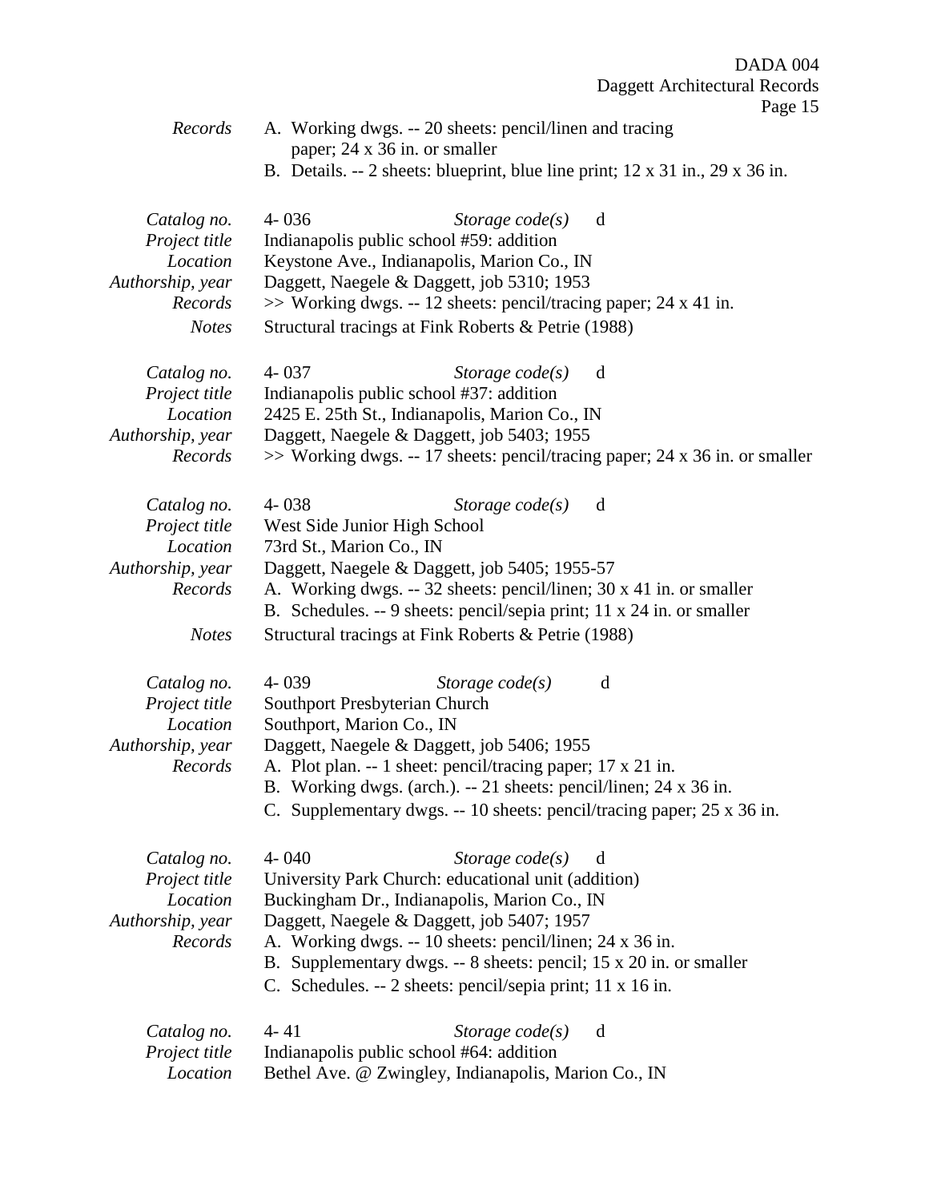| | |
|---|---|
| *Records* | A. Working dwgs. -- 20 sheets: pencil/linen and tracing paper; 24 x 36 in. or smaller<br>B. Details. -- 2 sheets: blueprint, blue line print; 12 x 31 in., 29 x 36 in. |

| | |
|---|---|
| *Catalog no.* | 4- 036 *Storage code(s)* d |
| *Project title* | Indianapolis public school #59: addition |
| *Location* | Keystone Ave., Indianapolis, Marion Co., IN |
| *Authorship, year* | Daggett, Naegele & Daggett, job 5310; 1953 |
| *Records* | >> Working dwgs. -- 12 sheets: pencil/tracing paper; 24 x 41 in. |
| *Notes* | Structural tracings at Fink Roberts & Petrie (1988) |

| | |
|---|---|
| *Catalog no.* | 4- 037 *Storage code(s)* d |
| *Project title* | Indianapolis public school #37: addition |
| *Location* | 2425 E. 25th St., Indianapolis, Marion Co., IN |
| *Authorship, year* | Daggett, Naegele & Daggett, job 5403; 1955 |
| *Records* | >> Working dwgs. -- 17 sheets: pencil/tracing paper; 24 x 36 in. or smaller |

| | |
|---|---|
| *Catalog no.* | 4- 038 *Storage code(s)* d |
| *Project title* | West Side Junior High School |
| *Location* | 73rd St., Marion Co., IN |
| *Authorship, year* | Daggett, Naegele & Daggett, job 5405; 1955-57 |
| *Records* | A. Working dwgs. -- 32 sheets: pencil/linen; 30 x 41 in. or smaller<br>B. Schedules. -- 9 sheets: pencil/sepia print; 11 x 24 in. or smaller |
| *Notes* | Structural tracings at Fink Roberts & Petrie (1988) |

| | |
|---|---|
| *Catalog no.* | 4- 039 *Storage code(s)* d |
| *Project title* | Southport Presbyterian Church |
| *Location* | Southport, Marion Co., IN |
| *Authorship, year* | Daggett, Naegele & Daggett, job 5406; 1955 |
| *Records* | A. Plot plan. -- 1 sheet: pencil/tracing paper; 17 x 21 in.<br>B. Working dwgs. (arch.). -- 21 sheets: pencil/linen; 24 x 36 in.<br>C. Supplementary dwgs. -- 10 sheets: pencil/tracing paper; 25 x 36 in. |

| | |
|---|---|
| *Catalog no.* | 4- 040 *Storage code(s)* d |
| *Project title* | University Park Church: educational unit (addition) |
| *Location* | Buckingham Dr., Indianapolis, Marion Co., IN |
| *Authorship, year* | Daggett, Naegele & Daggett, job 5407; 1957 |
| *Records* | A. Working dwgs. -- 10 sheets: pencil/linen; 24 x 36 in.<br>B. Supplementary dwgs. -- 8 sheets: pencil; 15 x 20 in. or smaller<br>C. Schedules. -- 2 sheets: pencil/sepia print; 11 x 16 in. |

| | |
|---|---|
| *Catalog no.* | 4- 41 *Storage code(s)* d |
| *Project title* | Indianapolis public school #64: addition |
| *Location* | Bethel Ave. @ Zwingley, Indianapolis, Marion Co., IN |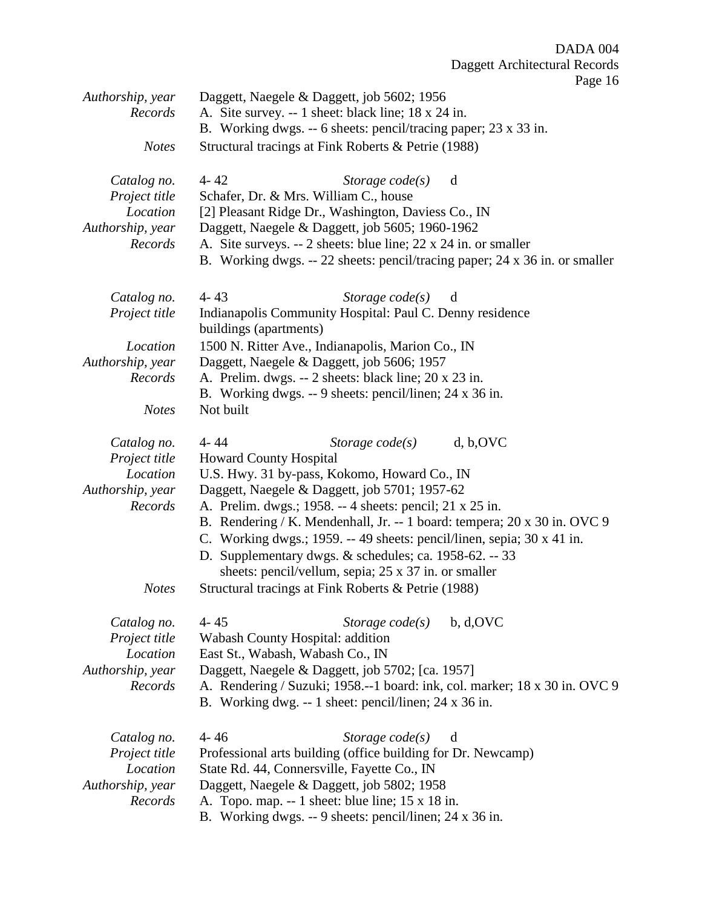*Authorship, year* Daggett, Naegele & Daggett, job 5602; 1956
*Records* A. Site survey. -- 1 sheet: black line; 18 x 24 in.
B. Working dwgs. -- 6 sheets: pencil/tracing paper; 23 x 33 in.
*Notes* Structural tracings at Fink Roberts & Petrie (1988)

*Catalog no.* 4- 42 *Storage code(s)* d
*Project title* Schafer, Dr. & Mrs. William C., house
*Location* [2] Pleasant Ridge Dr., Washington, Daviess Co., IN
*Authorship, year* Daggett, Naegele & Daggett, job 5605; 1960-1962
*Records* A. Site surveys. -- 2 sheets: blue line; 22 x 24 in. or smaller
B. Working dwgs. -- 22 sheets: pencil/tracing paper; 24 x 36 in. or smaller

*Catalog no.* 4- 43 *Storage code(s)* d
*Project title* Indianapolis Community Hospital: Paul C. Denny residence buildings (apartments)
*Location* 1500 N. Ritter Ave., Indianapolis, Marion Co., IN
*Authorship, year* Daggett, Naegele & Daggett, job 5606; 1957
*Records* A. Prelim. dwgs. -- 2 sheets: black line; 20 x 23 in.
B. Working dwgs. -- 9 sheets: pencil/linen; 24 x 36 in.
*Notes* Not built

*Catalog no.* 4- 44 *Storage code(s)* d, b,OVC
*Project title* Howard County Hospital
*Location* U.S. Hwy. 31 by-pass, Kokomo, Howard Co., IN
*Authorship, year* Daggett, Naegele & Daggett, job 5701; 1957-62
*Records* A. Prelim. dwgs.; 1958. -- 4 sheets: pencil; 21 x 25 in.
B. Rendering / K. Mendenhall, Jr. -- 1 board: tempera; 20 x 30 in. OVC 9
C. Working dwgs.; 1959. -- 49 sheets: pencil/linen, sepia; 30 x 41 in.
D. Supplementary dwgs. & schedules; ca. 1958-62. -- 33 sheets: pencil/vellum, sepia; 25 x 37 in. or smaller
*Notes* Structural tracings at Fink Roberts & Petrie (1988)

*Catalog no.* 4- 45 *Storage code(s)* b, d,OVC
*Project title* Wabash County Hospital: addition
*Location* East St., Wabash, Wabash Co., IN
*Authorship, year* Daggett, Naegele & Daggett, job 5702; [ca. 1957]
*Records* A. Rendering / Suzuki; 1958.--1 board: ink, col. marker; 18 x 30 in. OVC 9
B. Working dwg. -- 1 sheet: pencil/linen; 24 x 36 in.

*Catalog no.* 4- 46 *Storage code(s)* d
*Project title* Professional arts building (office building for Dr. Newcamp)
*Location* State Rd. 44, Connersville, Fayette Co., IN
*Authorship, year* Daggett, Naegele & Daggett, job 5802; 1958
*Records* A. Topo. map. -- 1 sheet: blue line; 15 x 18 in.
B. Working dwgs. -- 9 sheets: pencil/linen; 24 x 36 in.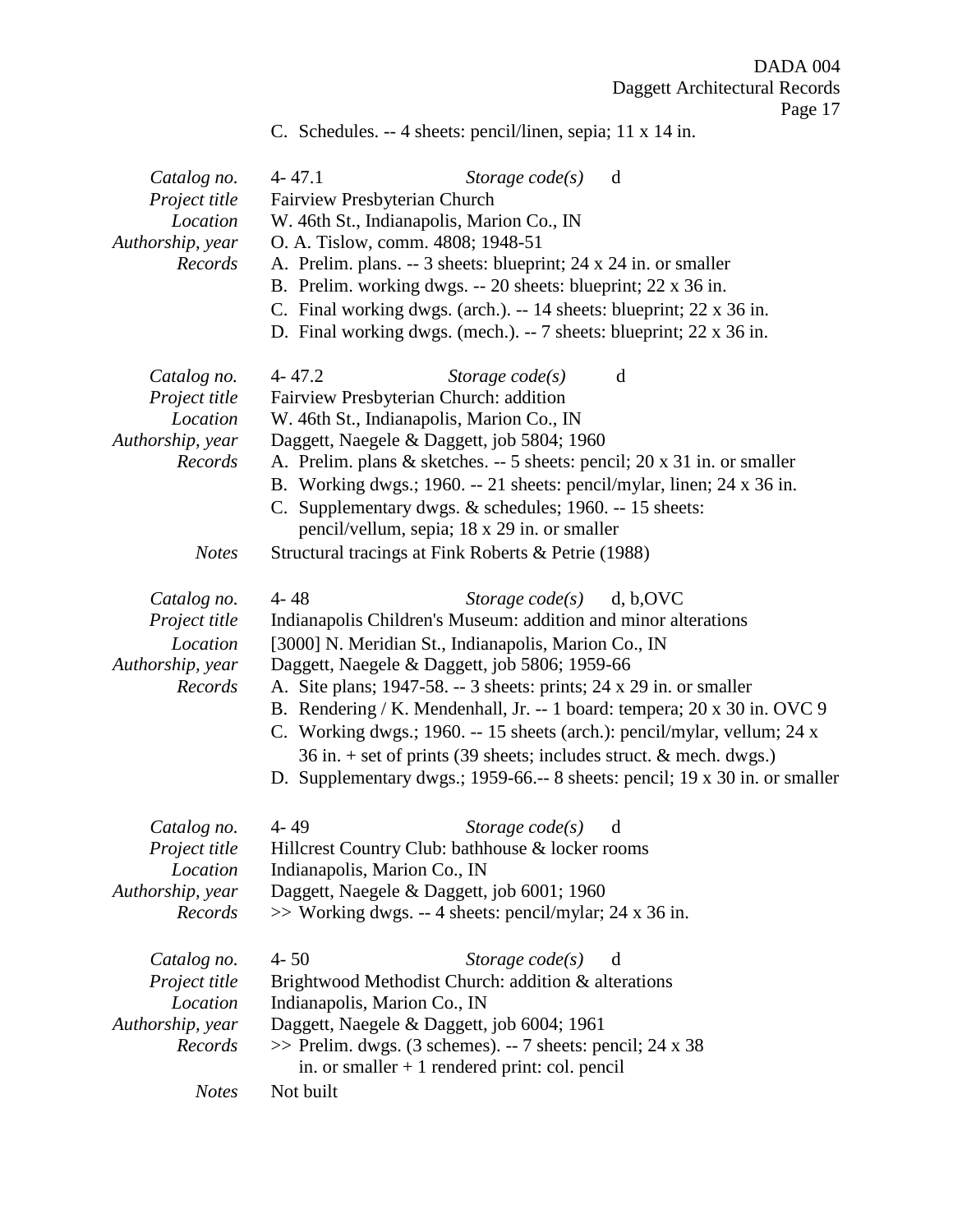C. Schedules. -- 4 sheets: pencil/linen, sepia; 11 x 14 in.

| | |
|---|---|
| *Catalog no.* | 4- 47.1 &nbsp;&nbsp;&nbsp; *Storage code(s)* &nbsp;&nbsp; d |
| *Project title* | Fairview Presbyterian Church |
| *Location* | W. 46th St., Indianapolis, Marion Co., IN |
| *Authorship, year* | O. A. Tislow, comm. 4808; 1948-51 |
| *Records* | A. Prelim. plans. -- 3 sheets: blueprint; 24 x 24 in. or smaller<br>B. Prelim. working dwgs. -- 20 sheets: blueprint; 22 x 36 in.<br>C. Final working dwgs. (arch.). -- 14 sheets: blueprint; 22 x 36 in.<br>D. Final working dwgs. (mech.). -- 7 sheets: blueprint; 22 x 36 in. |

| | |
|---|---|
| *Catalog no.* | 4- 47.2 &nbsp;&nbsp;&nbsp; *Storage code(s)* &nbsp;&nbsp; d |
| *Project title* | Fairview Presbyterian Church: addition |
| *Location* | W. 46th St., Indianapolis, Marion Co., IN |
| *Authorship, year* | Daggett, Naegele & Daggett, job 5804; 1960 |
| *Records* | A. Prelim. plans & sketches. -- 5 sheets: pencil; 20 x 31 in. or smaller<br>B. Working dwgs.; 1960. -- 21 sheets: pencil/mylar, linen; 24 x 36 in.<br>C. Supplementary dwgs. & schedules; 1960. -- 15 sheets: pencil/vellum, sepia; 18 x 29 in. or smaller |
| *Notes* | Structural tracings at Fink Roberts & Petrie (1988) |

| | |
|---|---|
| *Catalog no.* | 4- 48 &nbsp;&nbsp;&nbsp; *Storage code(s)* &nbsp;&nbsp; d, b,OVC |
| *Project title* | Indianapolis Children's Museum: addition and minor alterations |
| *Location* | [3000] N. Meridian St., Indianapolis, Marion Co., IN |
| *Authorship, year* | Daggett, Naegele & Daggett, job 5806; 1959-66 |
| *Records* | A. Site plans; 1947-58. -- 3 sheets: prints; 24 x 29 in. or smaller<br>B. Rendering / K. Mendenhall, Jr. -- 1 board: tempera; 20 x 30 in. OVC 9<br>C. Working dwgs.; 1960. -- 15 sheets (arch.): pencil/mylar, vellum; 24 x 36 in. + set of prints (39 sheets; includes struct. & mech. dwgs.)<br>D. Supplementary dwgs.; 1959-66.-- 8 sheets: pencil; 19 x 30 in. or smaller |

| | |
|---|---|
| *Catalog no.* | 4- 49 &nbsp;&nbsp;&nbsp; *Storage code(s)* &nbsp;&nbsp; d |
| *Project title* | Hillcrest Country Club: bathhouse & locker rooms |
| *Location* | Indianapolis, Marion Co., IN |
| *Authorship, year* | Daggett, Naegele & Daggett, job 6001; 1960 |
| *Records* | >> Working dwgs. -- 4 sheets: pencil/mylar; 24 x 36 in. |

| | |
|---|---|
| *Catalog no.* | 4- 50 &nbsp;&nbsp;&nbsp; *Storage code(s)* &nbsp;&nbsp; d |
| *Project title* | Brightwood Methodist Church: addition & alterations |
| *Location* | Indianapolis, Marion Co., IN |
| *Authorship, year* | Daggett, Naegele & Daggett, job 6004; 1961 |
| *Records* | >> Prelim. dwgs. (3 schemes). -- 7 sheets: pencil; 24 x 38 in. or smaller + 1 rendered print: col. pencil |
| *Notes* | Not built |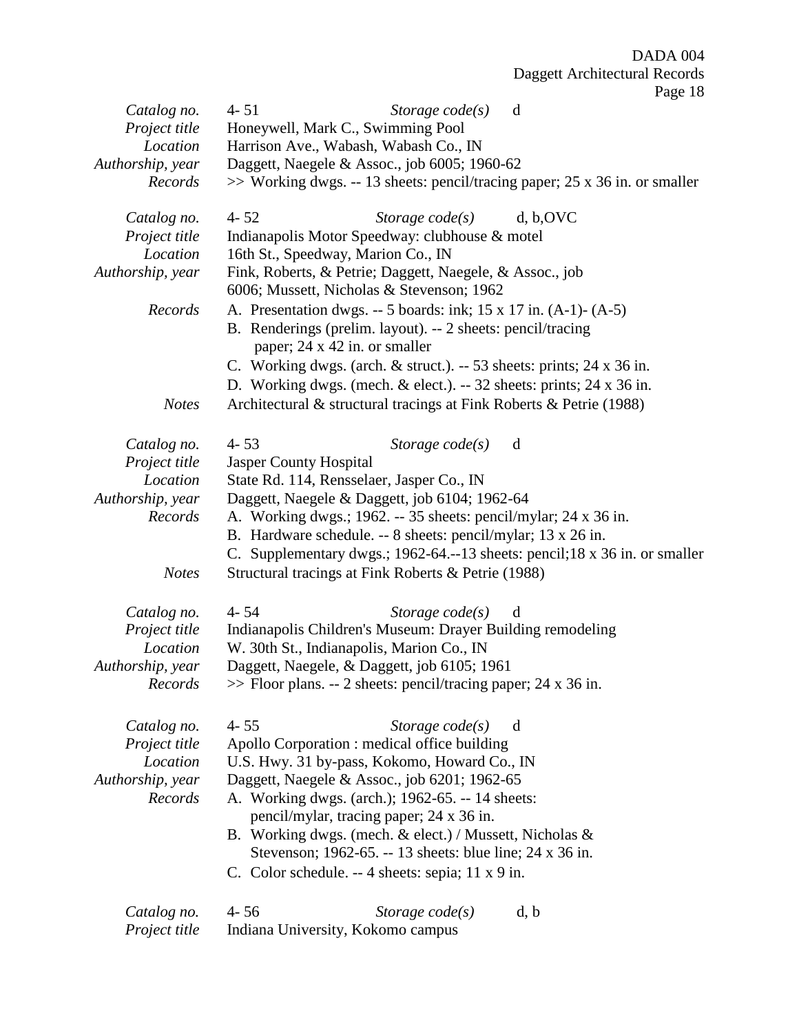*Catalog no.* 4- 51 *Storage code(s)* d
*Project title* Honeywell, Mark C., Swimming Pool
*Location* Harrison Ave., Wabash, Wabash Co., IN
*Authorship, year* Daggett, Naegele & Assoc., job 6005; 1960-62
*Records* >> Working dwgs. -- 13 sheets: pencil/tracing paper; 25 x 36 in. or smaller

*Catalog no.* 4- 52 *Storage code(s)* d, b,OVC
*Project title* Indianapolis Motor Speedway: clubhouse & motel
*Location* 16th St., Speedway, Marion Co., IN
*Authorship, year* Fink, Roberts, & Petrie; Daggett, Naegele, & Assoc., job 6006; Mussett, Nicholas & Stevenson; 1962
*Records* A. Presentation dwgs. -- 5 boards: ink; 15 x 17 in. (A-1)- (A-5)
B. Renderings (prelim. layout). -- 2 sheets: pencil/tracing paper; 24 x 42 in. or smaller
C. Working dwgs. (arch. & struct.). -- 53 sheets: prints; 24 x 36 in.
D. Working dwgs. (mech. & elect.). -- 32 sheets: prints; 24 x 36 in.
*Notes* Architectural & structural tracings at Fink Roberts & Petrie (1988)

*Catalog no.* 4- 53 *Storage code(s)* d
*Project title* Jasper County Hospital
*Location* State Rd. 114, Rensselaer, Jasper Co., IN
*Authorship, year* Daggett, Naegele & Daggett, job 6104; 1962-64
*Records* A. Working dwgs.; 1962. -- 35 sheets: pencil/mylar; 24 x 36 in.
B. Hardware schedule. -- 8 sheets: pencil/mylar; 13 x 26 in.
C. Supplementary dwgs.; 1962-64.--13 sheets: pencil;18 x 36 in. or smaller
*Notes* Structural tracings at Fink Roberts & Petrie (1988)

*Catalog no.* 4- 54 *Storage code(s)* d
*Project title* Indianapolis Children's Museum: Drayer Building remodeling
*Location* W. 30th St., Indianapolis, Marion Co., IN
*Authorship, year* Daggett, Naegele, & Daggett, job 6105; 1961
*Records* >> Floor plans. -- 2 sheets: pencil/tracing paper; 24 x 36 in.

*Catalog no.* 4- 55 *Storage code(s)* d
*Project title* Apollo Corporation : medical office building
*Location* U.S. Hwy. 31 by-pass, Kokomo, Howard Co., IN
*Authorship, year* Daggett, Naegele & Assoc., job 6201; 1962-65
*Records* A. Working dwgs. (arch.); 1962-65. -- 14 sheets: pencil/mylar, tracing paper; 24 x 36 in.
B. Working dwgs. (mech. & elect.) / Mussett, Nicholas & Stevenson; 1962-65. -- 13 sheets: blue line; 24 x 36 in.
C. Color schedule. -- 4 sheets: sepia; 11 x 9 in.

*Catalog no.* 4- 56 *Storage code(s)* d, b
*Project title* Indiana University, Kokomo campus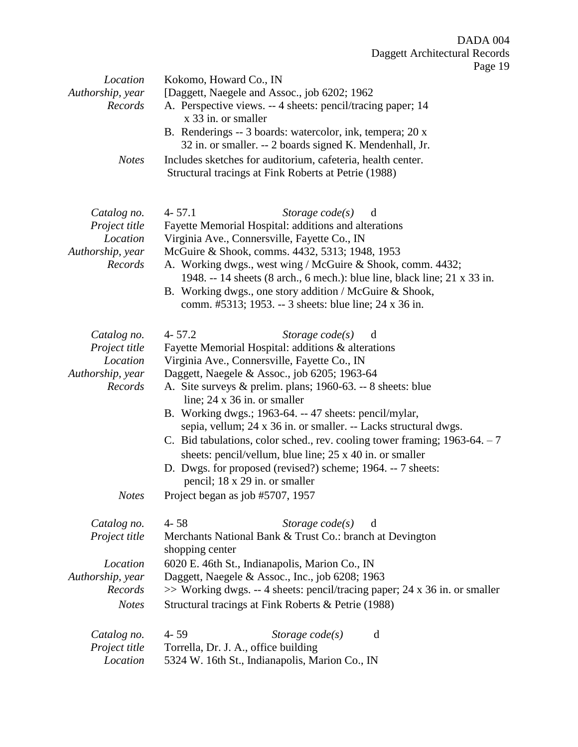| | |
|---|---|
| *Location* | Kokomo, Howard Co., IN |
| *Authorship, year* | [Daggett, Naegele and Assoc., job 6202; 1962 |
| *Records* | A. Perspective views. -- 4 sheets: pencil/tracing paper; 14 x 33 in. or smaller<br>B. Renderings -- 3 boards: watercolor, ink, tempera; 20 x 32 in. or smaller. -- 2 boards signed K. Mendenhall, Jr. |
| *Notes* | Includes sketches for auditorium, cafeteria, health center.<br>Structural tracings at Fink Roberts at Petrie (1988) |

| | |
|---|---|
| *Catalog no.* | 4- 57.1 *Storage code(s)* d |
| *Project title* | Fayette Memorial Hospital: additions and alterations |
| *Location* | Virginia Ave., Connersville, Fayette Co., IN |
| *Authorship, year* | McGuire & Shook, comms. 4432, 5313; 1948, 1953 |
| *Records* | A. Working dwgs., west wing / McGuire & Shook, comm. 4432; 1948. -- 14 sheets (8 arch., 6 mech.): blue line, black line; 21 x 33 in.<br>B. Working dwgs., one story addition / McGuire & Shook, comm. #5313; 1953. -- 3 sheets: blue line; 24 x 36 in. |

| | |
|---|---|
| *Catalog no.* | 4- 57.2 *Storage code(s)* d |
| *Project title* | Fayette Memorial Hospital: additions & alterations |
| *Location* | Virginia Ave., Connersville, Fayette Co., IN |
| *Authorship, year* | Daggett, Naegele & Assoc., job 6205; 1963-64 |
| *Records* | A. Site surveys & prelim. plans; 1960-63. -- 8 sheets: blue line; 24 x 36 in. or smaller<br>B. Working dwgs.; 1963-64. -- 47 sheets: pencil/mylar, sepia, vellum; 24 x 36 in. or smaller. -- Lacks structural dwgs.<br>C. Bid tabulations, color sched., rev. cooling tower framing; 1963-64. – 7 sheets: pencil/vellum, blue line; 25 x 40 in. or smaller<br>D. Dwgs. for proposed (revised?) scheme; 1964. -- 7 sheets: pencil; 18 x 29 in. or smaller |
| *Notes* | Project began as job #5707, 1957 |

| | |
|---|---|
| *Catalog no.* | 4- 58 *Storage code(s)* d |
| *Project title* | Merchants National Bank & Trust Co.: branch at Devington shopping center |
| *Location* | 6020 E. 46th St., Indianapolis, Marion Co., IN |
| *Authorship, year* | Daggett, Naegele & Assoc., Inc., job 6208; 1963 |
| *Records* | >> Working dwgs. -- 4 sheets: pencil/tracing paper; 24 x 36 in. or smaller |
| *Notes* | Structural tracings at Fink Roberts & Petrie (1988) |

| | |
|---|---|
| *Catalog no.* | 4- 59 *Storage code(s)* d |
| *Project title* | Torrella, Dr. J. A., office building |
| *Location* | 5324 W. 16th St., Indianapolis, Marion Co., IN |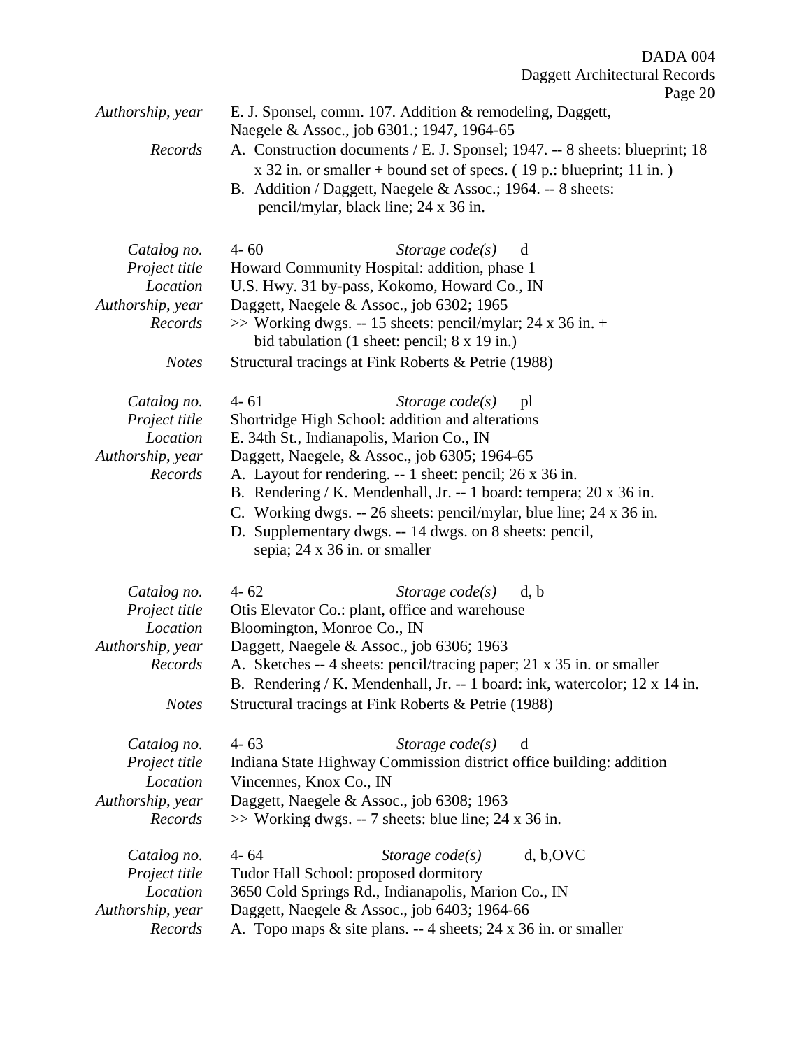| | |
|---|---|
| *Authorship, year* | E. J. Sponsel, comm. 107. Addition & remodeling, Daggett, Naegele & Assoc., job 6301.; 1947, 1964-65 |
| *Records* | A. Construction documents / E. J. Sponsel; 1947. -- 8 sheets: blueprint; 18 x 32 in. or smaller + bound set of specs. ( 19 p.: blueprint; 11 in. )<br>B. Addition / Daggett, Naegele & Assoc.; 1964. -- 8 sheets: pencil/mylar, black line; 24 x 36 in. |

| | |
|---|---|
| *Catalog no.* | 4- 60 &nbsp;&nbsp;&nbsp;&nbsp; *Storage code(s)* d |
| *Project title* | Howard Community Hospital: addition, phase 1 |
| *Location* | U.S. Hwy. 31 by-pass, Kokomo, Howard Co., IN |
| *Authorship, year* | Daggett, Naegele & Assoc., job 6302; 1965 |
| *Records* | >> Working dwgs. -- 15 sheets: pencil/mylar; 24 x 36 in. + bid tabulation (1 sheet: pencil; 8 x 19 in.) |
| *Notes* | Structural tracings at Fink Roberts & Petrie (1988) |

| | |
|---|---|
| *Catalog no.* | 4- 61 &nbsp;&nbsp;&nbsp;&nbsp; *Storage code(s)* pl |
| *Project title* | Shortridge High School: addition and alterations |
| *Location* | E. 34th St., Indianapolis, Marion Co., IN |
| *Authorship, year* | Daggett, Naegele, & Assoc., job 6305; 1964-65 |
| *Records* | A. Layout for rendering. -- 1 sheet: pencil; 26 x 36 in.<br>B. Rendering / K. Mendenhall, Jr. -- 1 board: tempera; 20 x 36 in.<br>C. Working dwgs. -- 26 sheets: pencil/mylar, blue line; 24 x 36 in.<br>D. Supplementary dwgs. -- 14 dwgs. on 8 sheets: pencil, sepia; 24 x 36 in. or smaller |

| | |
|---|---|
| *Catalog no.* | 4- 62 &nbsp;&nbsp;&nbsp;&nbsp; *Storage code(s)* d, b |
| *Project title* | Otis Elevator Co.: plant, office and warehouse |
| *Location* | Bloomington, Monroe Co., IN |
| *Authorship, year* | Daggett, Naegele & Assoc., job 6306; 1963 |
| *Records* | A. Sketches -- 4 sheets: pencil/tracing paper; 21 x 35 in. or smaller<br>B. Rendering / K. Mendenhall, Jr. -- 1 board: ink, watercolor; 12 x 14 in. |
| *Notes* | Structural tracings at Fink Roberts & Petrie (1988) |

| | |
|---|---|
| *Catalog no.* | 4- 63 &nbsp;&nbsp;&nbsp;&nbsp; *Storage code(s)* d |
| *Project title* | Indiana State Highway Commission district office building: addition |
| *Location* | Vincennes, Knox Co., IN |
| *Authorship, year* | Daggett, Naegele & Assoc., job 6308; 1963 |
| *Records* | >> Working dwgs. -- 7 sheets: blue line; 24 x 36 in. |

| | |
|---|---|
| *Catalog no.* | 4- 64 &nbsp;&nbsp;&nbsp;&nbsp; *Storage code(s)* d, b,OVC |
| *Project title* | Tudor Hall School: proposed dormitory |
| *Location* | 3650 Cold Springs Rd., Indianapolis, Marion Co., IN |
| *Authorship, year* | Daggett, Naegele & Assoc., job 6403; 1964-66 |
| *Records* | A. Topo maps & site plans. -- 4 sheets; 24 x 36 in. or smaller |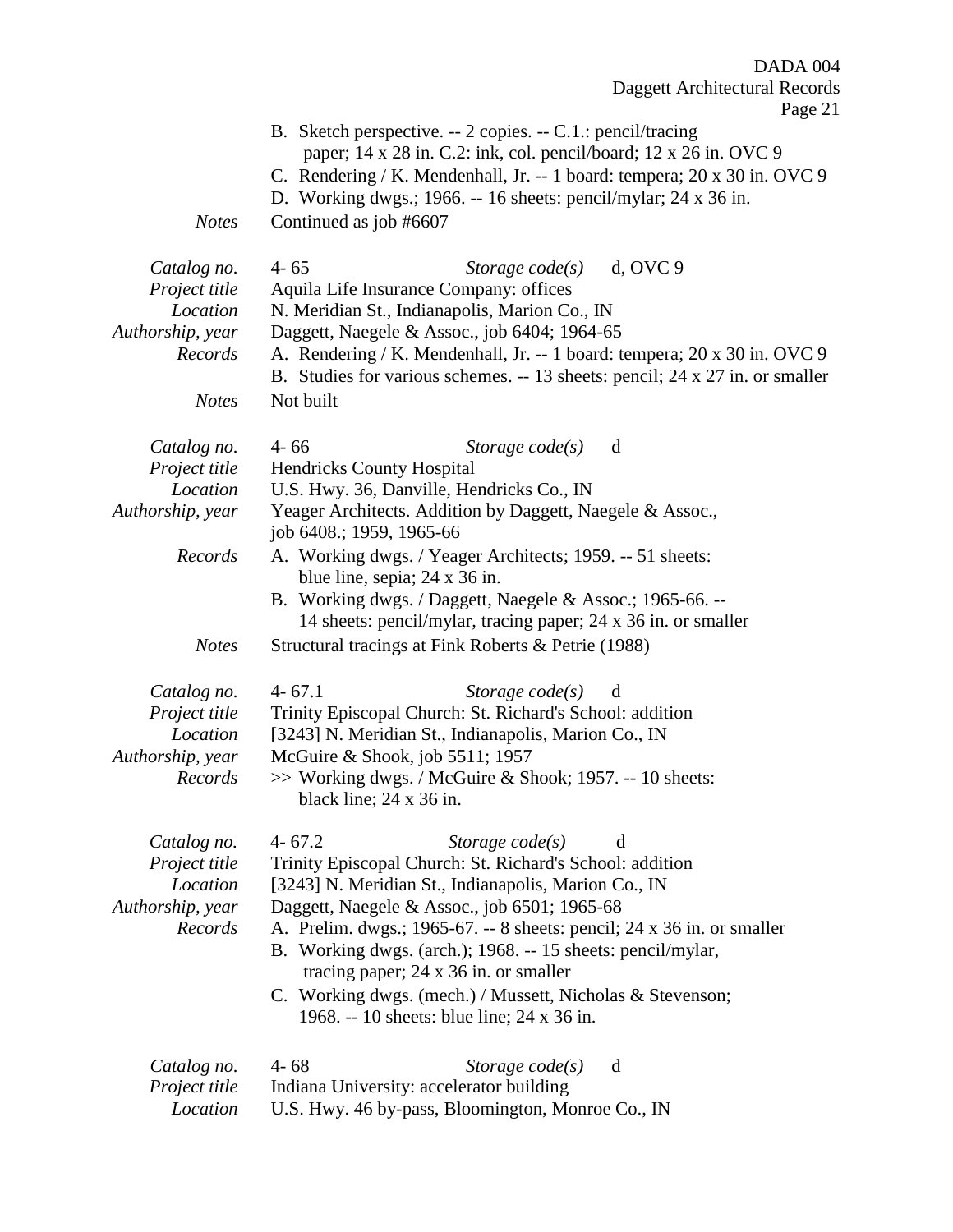B. Sketch perspective. -- 2 copies. -- C.1.: pencil/tracing paper; 14 x 28 in. C.2: ink, col. pencil/board; 12 x 26 in. OVC 9
C. Rendering / K. Mendenhall, Jr. -- 1 board: tempera; 20 x 30 in. OVC 9
D. Working dwgs.; 1966. -- 16 sheets: pencil/mylar; 24 x 36 in.

*Notes* Continued as job #6607

*Catalog no.* 4- 65 *Storage code(s)* d, OVC 9
*Project title* Aquila Life Insurance Company: offices
*Location* N. Meridian St., Indianapolis, Marion Co., IN
*Authorship, year* Daggett, Naegele & Assoc., job 6404; 1964-65
*Records*
A. Rendering / K. Mendenhall, Jr. -- 1 board: tempera; 20 x 30 in. OVC 9
B. Studies for various schemes. -- 13 sheets: pencil; 24 x 27 in. or smaller

*Notes* Not built

*Catalog no.* 4- 66 *Storage code(s)* d
*Project title* Hendricks County Hospital
*Location* U.S. Hwy. 36, Danville, Hendricks Co., IN
*Authorship, year* Yeager Architects. Addition by Daggett, Naegele & Assoc., job 6408.; 1959, 1965-66
*Records*
A. Working dwgs. / Yeager Architects; 1959. -- 51 sheets: blue line, sepia; 24 x 36 in.
B. Working dwgs. / Daggett, Naegele & Assoc.; 1965-66. -- 14 sheets: pencil/mylar, tracing paper; 24 x 36 in. or smaller

*Notes* Structural tracings at Fink Roberts & Petrie (1988)

*Catalog no.* 4- 67.1 *Storage code(s)* d
*Project title* Trinity Episcopal Church: St. Richard's School: addition
*Location* [3243] N. Meridian St., Indianapolis, Marion Co., IN
*Authorship, year* McGuire & Shook, job 5511; 1957
*Records*
>> Working dwgs. / McGuire & Shook; 1957. -- 10 sheets: black line; 24 x 36 in.

*Catalog no.* 4- 67.2 *Storage code(s)* d
*Project title* Trinity Episcopal Church: St. Richard's School: addition
*Location* [3243] N. Meridian St., Indianapolis, Marion Co., IN
*Authorship, year* Daggett, Naegele & Assoc., job 6501; 1965-68
*Records*
A. Prelim. dwgs.; 1965-67. -- 8 sheets: pencil; 24 x 36 in. or smaller
B. Working dwgs. (arch.); 1968. -- 15 sheets: pencil/mylar, tracing paper; 24 x 36 in. or smaller
C. Working dwgs. (mech.) / Mussett, Nicholas & Stevenson; 1968. -- 10 sheets: blue line; 24 x 36 in.

*Catalog no.* 4- 68 *Storage code(s)* d
*Project title* Indiana University: accelerator building
*Location* U.S. Hwy. 46 by-pass, Bloomington, Monroe Co., IN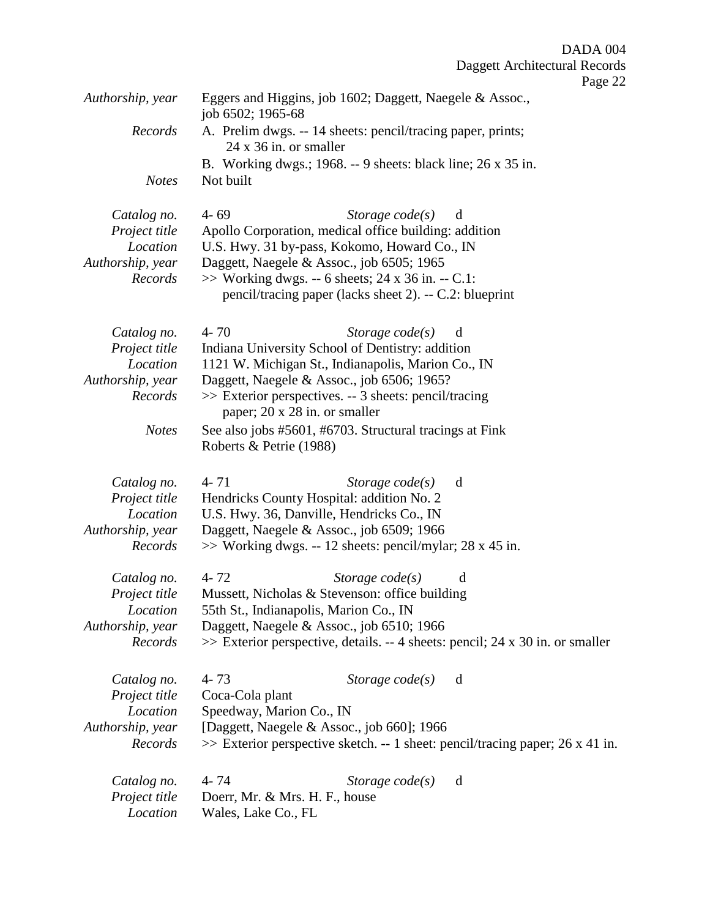*Authorship, year* Eggers and Higgins, job 1602; Daggett, Naegele & Assoc., job 6502; 1965-68

*Records* A. Prelim dwgs. -- 14 sheets: pencil/tracing paper, prints; 24 x 36 in. or smaller

B. Working dwgs.; 1968. -- 9 sheets: black line; 26 x 35 in.

*Notes* Not built

*Catalog no.* 4- 69 *Storage code(s)* d
*Project title* Apollo Corporation, medical office building: addition
*Location* U.S. Hwy. 31 by-pass, Kokomo, Howard Co., IN
*Authorship, year* Daggett, Naegele & Assoc., job 6505; 1965
*Records* >> Working dwgs. -- 6 sheets; 24 x 36 in. -- C.1: pencil/tracing paper (lacks sheet 2). -- C.2: blueprint

*Catalog no.* 4- 70 *Storage code(s)* d
*Project title* Indiana University School of Dentistry: addition
*Location* 1121 W. Michigan St., Indianapolis, Marion Co., IN
*Authorship, year* Daggett, Naegele & Assoc., job 6506; 1965?
*Records* >> Exterior perspectives. -- 3 sheets: pencil/tracing paper; 20 x 28 in. or smaller
*Notes* See also jobs #5601, #6703. Structural tracings at Fink Roberts & Petrie (1988)

*Catalog no.* 4- 71 *Storage code(s)* d
*Project title* Hendricks County Hospital: addition No. 2
*Location* U.S. Hwy. 36, Danville, Hendricks Co., IN
*Authorship, year* Daggett, Naegele & Assoc., job 6509; 1966
*Records* >> Working dwgs. -- 12 sheets: pencil/mylar; 28 x 45 in.

*Catalog no.* 4- 72 *Storage code(s)* d
*Project title* Mussett, Nicholas & Stevenson: office building
*Location* 55th St., Indianapolis, Marion Co., IN
*Authorship, year* Daggett, Naegele & Assoc., job 6510; 1966
*Records* >> Exterior perspective, details. -- 4 sheets: pencil; 24 x 30 in. or smaller

*Catalog no.* 4- 73 *Storage code(s)* d
*Project title* Coca-Cola plant
*Location* Speedway, Marion Co., IN
*Authorship, year* [Daggett, Naegele & Assoc., job 660]; 1966
*Records* >> Exterior perspective sketch. -- 1 sheet: pencil/tracing paper; 26 x 41 in.

*Catalog no.* 4- 74 *Storage code(s)* d
*Project title* Doerr, Mr. & Mrs. H. F., house
*Location* Wales, Lake Co., FL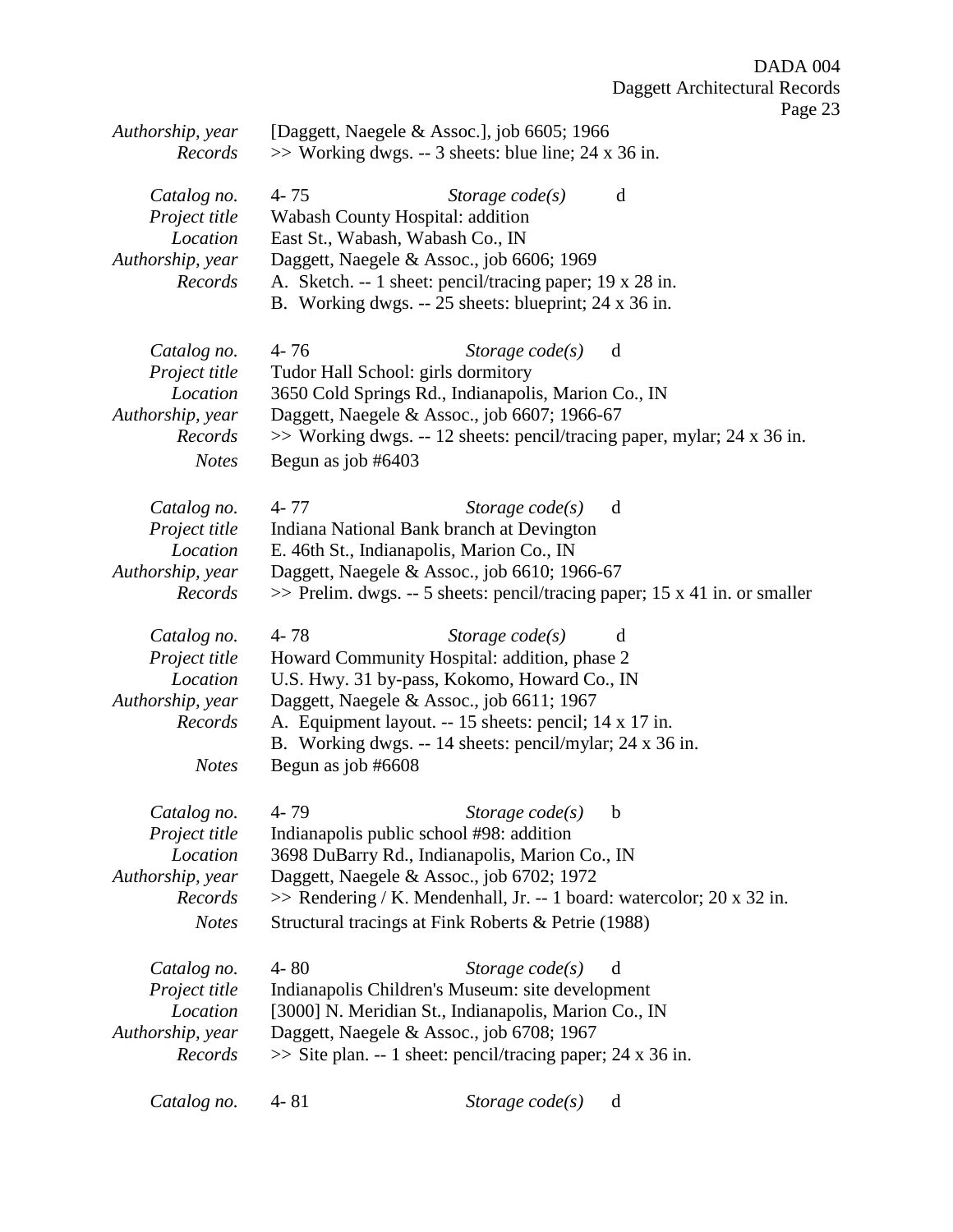*Authorship, year* [Daggett, Naegele & Assoc.], job 6605; 1966
*Records* >> Working dwgs. -- 3 sheets: blue line; 24 x 36 in.

*Catalog no.* 4- 75 *Storage code(s)* d
*Project title* Wabash County Hospital: addition
*Location* East St., Wabash, Wabash Co., IN
*Authorship, year* Daggett, Naegele & Assoc., job 6606; 1969
*Records* A. Sketch. -- 1 sheet: pencil/tracing paper; 19 x 28 in.
B. Working dwgs. -- 25 sheets: blueprint; 24 x 36 in.

*Catalog no.* 4- 76 *Storage code(s)* d
*Project title* Tudor Hall School: girls dormitory
*Location* 3650 Cold Springs Rd., Indianapolis, Marion Co., IN
*Authorship, year* Daggett, Naegele & Assoc., job 6607; 1966-67
*Records* >> Working dwgs. -- 12 sheets: pencil/tracing paper, mylar; 24 x 36 in.
*Notes* Begun as job #6403

*Catalog no.* 4- 77 *Storage code(s)* d
*Project title* Indiana National Bank branch at Devington
*Location* E. 46th St., Indianapolis, Marion Co., IN
*Authorship, year* Daggett, Naegele & Assoc., job 6610; 1966-67
*Records* >> Prelim. dwgs. -- 5 sheets: pencil/tracing paper; 15 x 41 in. or smaller

*Catalog no.* 4- 78 *Storage code(s)* d
*Project title* Howard Community Hospital: addition, phase 2
*Location* U.S. Hwy. 31 by-pass, Kokomo, Howard Co., IN
*Authorship, year* Daggett, Naegele & Assoc., job 6611; 1967
*Records* A. Equipment layout. -- 15 sheets: pencil; 14 x 17 in.
B. Working dwgs. -- 14 sheets: pencil/mylar; 24 x 36 in.
*Notes* Begun as job #6608

*Catalog no.* 4- 79 *Storage code(s)* b
*Project title* Indianapolis public school #98: addition
*Location* 3698 DuBarry Rd., Indianapolis, Marion Co., IN
*Authorship, year* Daggett, Naegele & Assoc., job 6702; 1972
*Records* >> Rendering / K. Mendenhall, Jr. -- 1 board: watercolor; 20 x 32 in.
*Notes* Structural tracings at Fink Roberts & Petrie (1988)

*Catalog no.* 4- 80 *Storage code(s)* d
*Project title* Indianapolis Children's Museum: site development
*Location* [3000] N. Meridian St., Indianapolis, Marion Co., IN
*Authorship, year* Daggett, Naegele & Assoc., job 6708; 1967
*Records* >> Site plan. -- 1 sheet: pencil/tracing paper; 24 x 36 in.

*Catalog no.* 4- 81 *Storage code(s)* d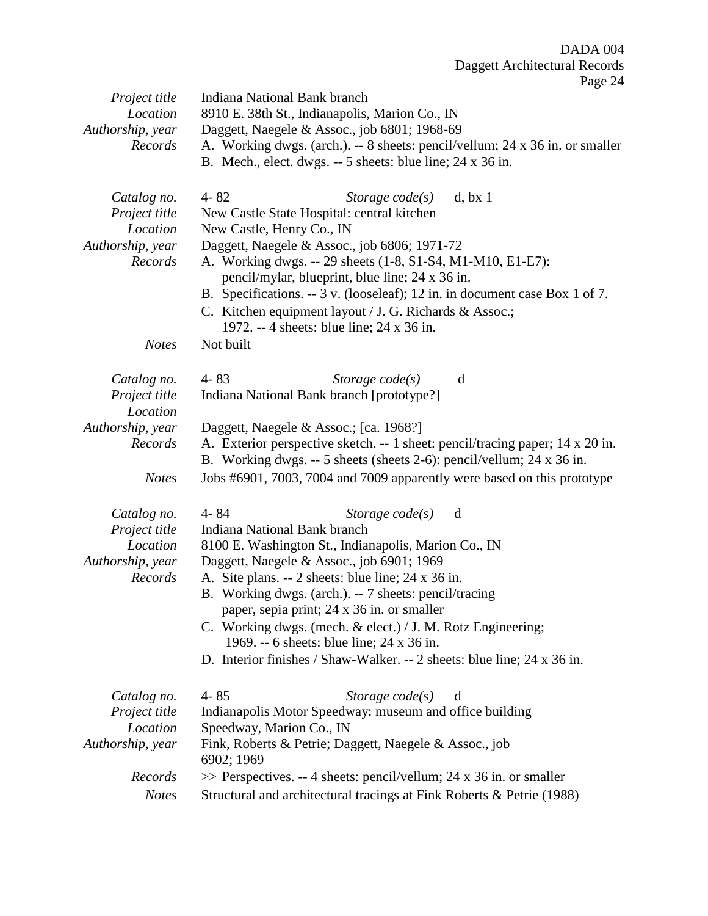*Project title* Indiana National Bank branch
*Location* 8910 E. 38th St., Indianapolis, Marion Co., IN
*Authorship, year* Daggett, Naegele & Assoc., job 6801; 1968-69
*Records* A. Working dwgs. (arch.). -- 8 sheets: pencil/vellum; 24 x 36 in. or smaller
B. Mech., elect. dwgs. -- 5 sheets: blue line; 24 x 36 in.

*Catalog no.* 4- 82 *Storage code(s)* d, bx 1
*Project title* New Castle State Hospital: central kitchen
*Location* New Castle, Henry Co., IN
*Authorship, year* Daggett, Naegele & Assoc., job 6806; 1971-72
*Records* A. Working dwgs. -- 29 sheets (1-8, S1-S4, M1-M10, E1-E7): pencil/mylar, blueprint, blue line; 24 x 36 in.
B. Specifications. -- 3 v. (looseleaf); 12 in. in document case Box 1 of 7.
C. Kitchen equipment layout / J. G. Richards & Assoc.; 1972. -- 4 sheets: blue line; 24 x 36 in.
*Notes* Not built

*Catalog no.* 4- 83 *Storage code(s)* d
*Project title* Indiana National Bank branch [prototype?]
*Location*
*Authorship, year* Daggett, Naegele & Assoc.; [ca. 1968?]
*Records* A. Exterior perspective sketch. -- 1 sheet: pencil/tracing paper; 14 x 20 in.
B. Working dwgs. -- 5 sheets (sheets 2-6): pencil/vellum; 24 x 36 in.
*Notes* Jobs #6901, 7003, 7004 and 7009 apparently were based on this prototype

*Catalog no.* 4- 84 *Storage code(s)* d
*Project title* Indiana National Bank branch
*Location* 8100 E. Washington St., Indianapolis, Marion Co., IN
*Authorship, year* Daggett, Naegele & Assoc., job 6901; 1969
*Records* A. Site plans. -- 2 sheets: blue line; 24 x 36 in.
B. Working dwgs. (arch.). -- 7 sheets: pencil/tracing paper, sepia print; 24 x 36 in. or smaller
C. Working dwgs. (mech. & elect.) / J. M. Rotz Engineering; 1969. -- 6 sheets: blue line; 24 x 36 in.
D. Interior finishes / Shaw-Walker. -- 2 sheets: blue line; 24 x 36 in.

*Catalog no.* 4- 85 *Storage code(s)* d
*Project title* Indianapolis Motor Speedway: museum and office building
*Location* Speedway, Marion Co., IN
*Authorship, year* Fink, Roberts & Petrie; Daggett, Naegele & Assoc., job 6902; 1969
*Records* >> Perspectives. -- 4 sheets: pencil/vellum; 24 x 36 in. or smaller
*Notes* Structural and architectural tracings at Fink Roberts & Petrie (1988)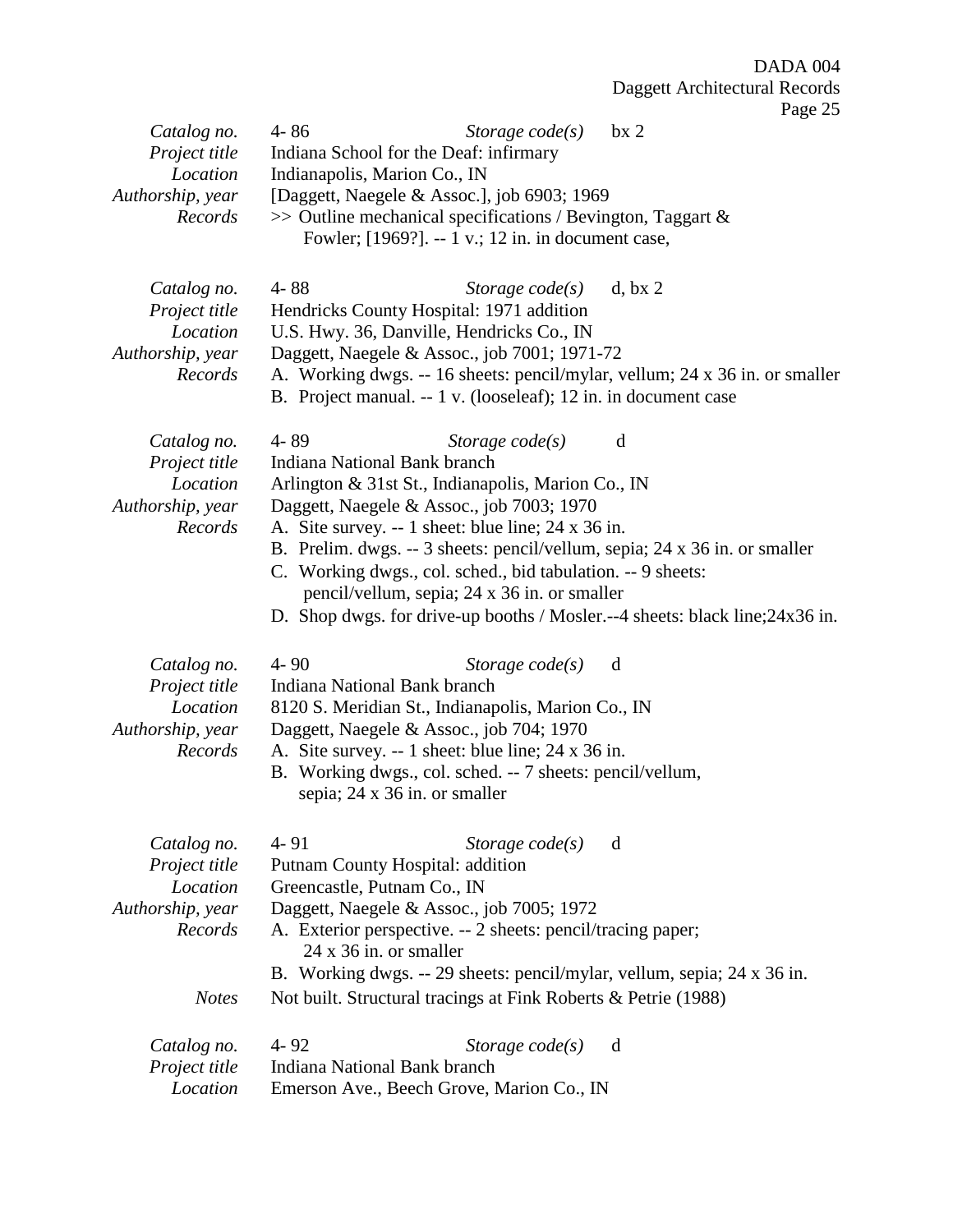*Catalog no.* 4- 86 *Storage code(s)* bx 2
*Project title* Indiana School for the Deaf: infirmary
*Location* Indianapolis, Marion Co., IN
*Authorship, year* [Daggett, Naegele & Assoc.], job 6903; 1969
*Records* >> Outline mechanical specifications / Bevington, Taggart & Fowler; [1969?]. -- 1 v.; 12 in. in document case,

*Catalog no.* 4- 88 *Storage code(s)* d, bx 2
*Project title* Hendricks County Hospital: 1971 addition
*Location* U.S. Hwy. 36, Danville, Hendricks Co., IN
*Authorship, year* Daggett, Naegele & Assoc., job 7001; 1971-72
*Records*
A. Working dwgs. -- 16 sheets: pencil/mylar, vellum; 24 x 36 in. or smaller
B. Project manual. -- 1 v. (looseleaf); 12 in. in document case

*Catalog no.* 4- 89 *Storage code(s)* d
*Project title* Indiana National Bank branch
*Location* Arlington & 31st St., Indianapolis, Marion Co., IN
*Authorship, year* Daggett, Naegele & Assoc., job 7003; 1970
*Records*
A. Site survey. -- 1 sheet: blue line; 24 x 36 in.
B. Prelim. dwgs. -- 3 sheets: pencil/vellum, sepia; 24 x 36 in. or smaller
C. Working dwgs., col. sched., bid tabulation. -- 9 sheets: pencil/vellum, sepia; 24 x 36 in. or smaller
D. Shop dwgs. for drive-up booths / Mosler.--4 sheets: black line;24x36 in.

*Catalog no.* 4- 90 *Storage code(s)* d
*Project title* Indiana National Bank branch
*Location* 8120 S. Meridian St., Indianapolis, Marion Co., IN
*Authorship, year* Daggett, Naegele & Assoc., job 704; 1970
*Records*
A. Site survey. -- 1 sheet: blue line; 24 x 36 in.
B. Working dwgs., col. sched. -- 7 sheets: pencil/vellum, sepia; 24 x 36 in. or smaller

*Catalog no.* 4- 91 *Storage code(s)* d
*Project title* Putnam County Hospital: addition
*Location* Greencastle, Putnam Co., IN
*Authorship, year* Daggett, Naegele & Assoc., job 7005; 1972
*Records*
A. Exterior perspective. -- 2 sheets: pencil/tracing paper; 24 x 36 in. or smaller
B. Working dwgs. -- 29 sheets: pencil/mylar, vellum, sepia; 24 x 36 in.
*Notes* Not built. Structural tracings at Fink Roberts & Petrie (1988)

*Catalog no.* 4- 92 *Storage code(s)* d
*Project title* Indiana National Bank branch
*Location* Emerson Ave., Beech Grove, Marion Co., IN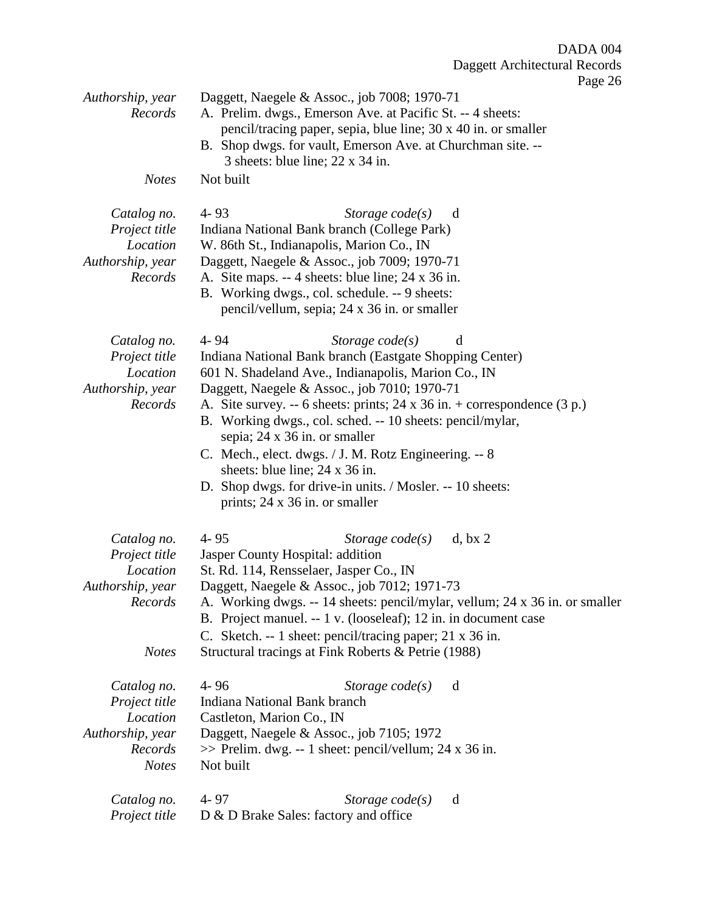*Authorship, year* Daggett, Naegele & Assoc., job 7008; 1970-71
*Records* A. Prelim. dwgs., Emerson Ave. at Pacific St. -- 4 sheets: pencil/tracing paper, sepia, blue line; 30 x 40 in. or smaller
B. Shop dwgs. for vault, Emerson Ave. at Churchman site. -- 3 sheets: blue line; 22 x 34 in.
*Notes* Not built

*Catalog no.* 4- 93 *Storage code(s)* d
*Project title* Indiana National Bank branch (College Park)
*Location* W. 86th St., Indianapolis, Marion Co., IN
*Authorship, year* Daggett, Naegele & Assoc., job 7009; 1970-71
*Records* A. Site maps. -- 4 sheets: blue line; 24 x 36 in.
B. Working dwgs., col. schedule. -- 9 sheets: pencil/vellum, sepia; 24 x 36 in. or smaller

*Catalog no.* 4- 94 *Storage code(s)* d
*Project title* Indiana National Bank branch (Eastgate Shopping Center)
*Location* 601 N. Shadeland Ave., Indianapolis, Marion Co., IN
*Authorship, year* Daggett, Naegele & Assoc., job 7010; 1970-71
*Records* A. Site survey. -- 6 sheets: prints; 24 x 36 in. + correspondence (3 p.)
B. Working dwgs., col. sched. -- 10 sheets: pencil/mylar, sepia; 24 x 36 in. or smaller
C. Mech., elect. dwgs. / J. M. Rotz Engineering. -- 8 sheets: blue line; 24 x 36 in.
D. Shop dwgs. for drive-in units. / Mosler. -- 10 sheets: prints; 24 x 36 in. or smaller

*Catalog no.* 4- 95 *Storage code(s)* d, bx 2
*Project title* Jasper County Hospital: addition
*Location* St. Rd. 114, Rensselaer, Jasper Co., IN
*Authorship, year* Daggett, Naegele & Assoc., job 7012; 1971-73
*Records* A. Working dwgs. -- 14 sheets: pencil/mylar, vellum; 24 x 36 in. or smaller
B. Project manuel. -- 1 v. (looseleaf); 12 in. in document case
C. Sketch. -- 1 sheet: pencil/tracing paper; 21 x 36 in.
*Notes* Structural tracings at Fink Roberts & Petrie (1988)

*Catalog no.* 4- 96 *Storage code(s)* d
*Project title* Indiana National Bank branch
*Location* Castleton, Marion Co., IN
*Authorship, year* Daggett, Naegele & Assoc., job 7105; 1972
*Records* >> Prelim. dwg. -- 1 sheet: pencil/vellum; 24 x 36 in.
*Notes* Not built

*Catalog no.* 4- 97 *Storage code(s)* d
*Project title* D & D Brake Sales: factory and office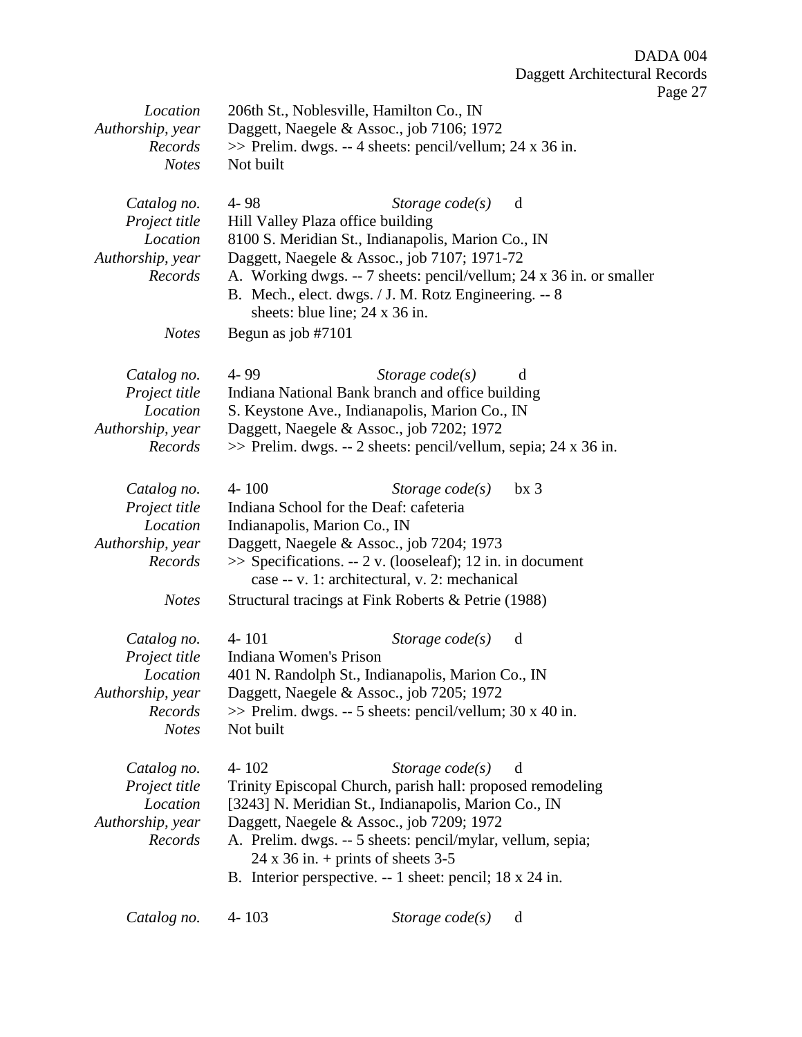*Location* 206th St., Noblesville, Hamilton Co., IN
*Authorship, year* Daggett, Naegele & Assoc., job 7106; 1972
*Records* >> Prelim. dwgs. -- 4 sheets: pencil/vellum; 24 x 36 in.
*Notes* Not built

*Catalog no.* 4- 98 *Storage code(s)* d
*Project title* Hill Valley Plaza office building
*Location* 8100 S. Meridian St., Indianapolis, Marion Co., IN
*Authorship, year* Daggett, Naegele & Assoc., job 7107; 1971-72
*Records* A. Working dwgs. -- 7 sheets: pencil/vellum; 24 x 36 in. or smaller
B. Mech., elect. dwgs. / J. M. Rotz Engineering. -- 8 sheets: blue line; 24 x 36 in.
*Notes* Begun as job #7101

*Catalog no.* 4- 99 *Storage code(s)* d
*Project title* Indiana National Bank branch and office building
*Location* S. Keystone Ave., Indianapolis, Marion Co., IN
*Authorship, year* Daggett, Naegele & Assoc., job 7202; 1972
*Records* >> Prelim. dwgs. -- 2 sheets: pencil/vellum, sepia; 24 x 36 in.

*Catalog no.* 4- 100 *Storage code(s)* bx 3
*Project title* Indiana School for the Deaf: cafeteria
*Location* Indianapolis, Marion Co., IN
*Authorship, year* Daggett, Naegele & Assoc., job 7204; 1973
*Records* >> Specifications. -- 2 v. (looseleaf); 12 in. in document case -- v. 1: architectural, v. 2: mechanical
*Notes* Structural tracings at Fink Roberts & Petrie (1988)

*Catalog no.* 4- 101 *Storage code(s)* d
*Project title* Indiana Women's Prison
*Location* 401 N. Randolph St., Indianapolis, Marion Co., IN
*Authorship, year* Daggett, Naegele & Assoc., job 7205; 1972
*Records* >> Prelim. dwgs. -- 5 sheets: pencil/vellum; 30 x 40 in.
*Notes* Not built

*Catalog no.* 4- 102 *Storage code(s)* d
*Project title* Trinity Episcopal Church, parish hall: proposed remodeling
*Location* [3243] N. Meridian St., Indianapolis, Marion Co., IN
*Authorship, year* Daggett, Naegele & Assoc., job 7209; 1972
*Records* A. Prelim. dwgs. -- 5 sheets: pencil/mylar, vellum, sepia; 24 x 36 in. + prints of sheets 3-5
B. Interior perspective. -- 1 sheet: pencil; 18 x 24 in.

*Catalog no.* 4- 103 *Storage code(s)* d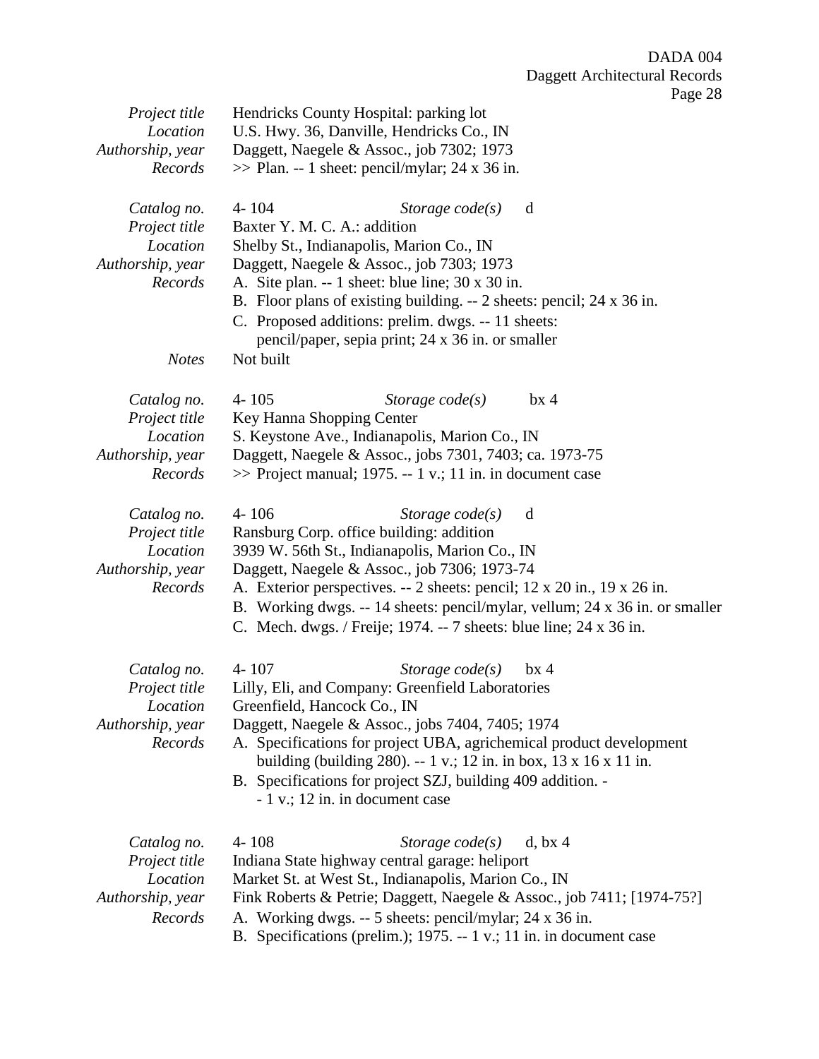*Project title* Hendricks County Hospital: parking lot
*Location* U.S. Hwy. 36, Danville, Hendricks Co., IN
*Authorship, year* Daggett, Naegele & Assoc., job 7302; 1973
*Records* >> Plan. -- 1 sheet: pencil/mylar; 24 x 36 in.

*Catalog no.* 4- 104 *Storage code(s)* d
*Project title* Baxter Y. M. C. A.: addition
*Location* Shelby St., Indianapolis, Marion Co., IN
*Authorship, year* Daggett, Naegele & Assoc., job 7303; 1973
*Records*
A. Site plan. -- 1 sheet: blue line; 30 x 30 in.
B. Floor plans of existing building. -- 2 sheets: pencil; 24 x 36 in.
C. Proposed additions: prelim. dwgs. -- 11 sheets: pencil/paper, sepia print; 24 x 36 in. or smaller

*Notes* Not built

*Catalog no.* 4- 105 *Storage code(s)* bx 4
*Project title* Key Hanna Shopping Center
*Location* S. Keystone Ave., Indianapolis, Marion Co., IN
*Authorship, year* Daggett, Naegele & Assoc., jobs 7301, 7403; ca. 1973-75
*Records* >> Project manual; 1975. -- 1 v.; 11 in. in document case

*Catalog no.* 4- 106 *Storage code(s)* d
*Project title* Ransburg Corp. office building: addition
*Location* 3939 W. 56th St., Indianapolis, Marion Co., IN
*Authorship, year* Daggett, Naegele & Assoc., job 7306; 1973-74
*Records*
A. Exterior perspectives. -- 2 sheets: pencil; 12 x 20 in., 19 x 26 in.
B. Working dwgs. -- 14 sheets: pencil/mylar, vellum; 24 x 36 in. or smaller
C. Mech. dwgs. / Freije; 1974. -- 7 sheets: blue line; 24 x 36 in.

*Catalog no.* 4- 107 *Storage code(s)* bx 4
*Project title* Lilly, Eli, and Company: Greenfield Laboratories
*Location* Greenfield, Hancock Co., IN
*Authorship, year* Daggett, Naegele & Assoc., jobs 7404, 7405; 1974
*Records*
A. Specifications for project UBA, agrichemical product development building (building 280). -- 1 v.; 12 in. in box, 13 x 16 x 11 in.
B. Specifications for project SZJ, building 409 addition. -- 1 v.; 12 in. in document case

*Catalog no.* 4- 108 *Storage code(s)* d, bx 4
*Project title* Indiana State highway central garage: heliport
*Location* Market St. at West St., Indianapolis, Marion Co., IN
*Authorship, year* Fink Roberts & Petrie; Daggett, Naegele & Assoc., job 7411; [1974-75?]
*Records*
A. Working dwgs. -- 5 sheets: pencil/mylar; 24 x 36 in.
B. Specifications (prelim.); 1975. -- 1 v.; 11 in. in document case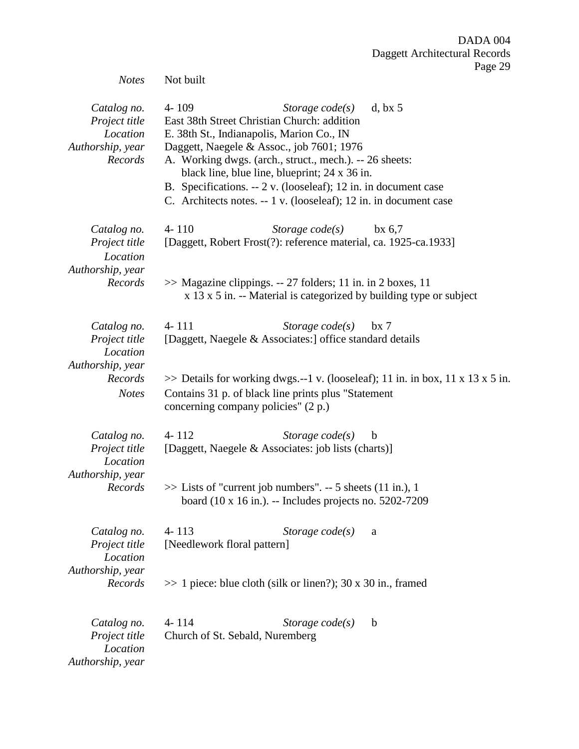*Notes* Not built

| | | | |
|---|---|---|---|
| *Catalog no.* | 4- 109 | *Storage code(s)* | d, bx 5 |
| *Project title* | East 38th Street Christian Church: addition | | |
| *Location* | E. 38th St., Indianapolis, Marion Co., IN | | |
| *Authorship, year* | Daggett, Naegele & Assoc., job 7601; 1976 | | |
| *Records* | A. Working dwgs. (arch., struct., mech.). -- 26 sheets: black line, blue line, blueprint; 24 x 36 in.<br>B. Specifications. -- 2 v. (looseleaf); 12 in. in document case<br>C. Architects notes. -- 1 v. (looseleaf); 12 in. in document case | | |

| | | | |
|---|---|---|---|
| *Catalog no.* | 4- 110 | *Storage code(s)* | bx 6,7 |
| *Project title* | [Daggett, Robert Frost(?): reference material, ca. 1925-ca.1933] | | |
| *Location* | | | |
| *Authorship, year* | | | |
| *Records* | >> Magazine clippings. -- 27 folders; 11 in. in 2 boxes, 11 x 13 x 5 in. -- Material is categorized by building type or subject | | |

| | | | |
|---|---|---|---|
| *Catalog no.* | 4- 111 | *Storage code(s)* | bx 7 |
| *Project title* | [Daggett, Naegele & Associates:] office standard details | | |
| *Location* | | | |
| *Authorship, year* | | | |
| *Records* | >> Details for working dwgs.--1 v. (looseleaf); 11 in. in box, 11 x 13 x 5 in. | | |
| *Notes* | Contains 31 p. of black line prints plus "Statement concerning company policies" (2 p.) | | |

| | | | |
|---|---|---|---|
| *Catalog no.* | 4- 112 | *Storage code(s)* | b |
| *Project title* | [Daggett, Naegele & Associates: job lists (charts)] | | |
| *Location* | | | |
| *Authorship, year* | | | |
| *Records* | >> Lists of "current job numbers". -- 5 sheets (11 in.), 1 board (10 x 16 in.). -- Includes projects no. 5202-7209 | | |

| | | | |
|---|---|---|---|
| *Catalog no.* | 4- 113 | *Storage code(s)* | a |
| *Project title* | [Needlework floral pattern] | | |
| *Location* | | | |
| *Authorship, year* | | | |
| *Records* | >> 1 piece: blue cloth (silk or linen?); 30 x 30 in., framed | | |

| | | | |
|---|---|---|---|
| *Catalog no.* | 4- 114 | *Storage code(s)* | b |
| *Project title* | Church of St. Sebald, Nuremberg | | |
| *Location* | | | |
| *Authorship, year* | | | |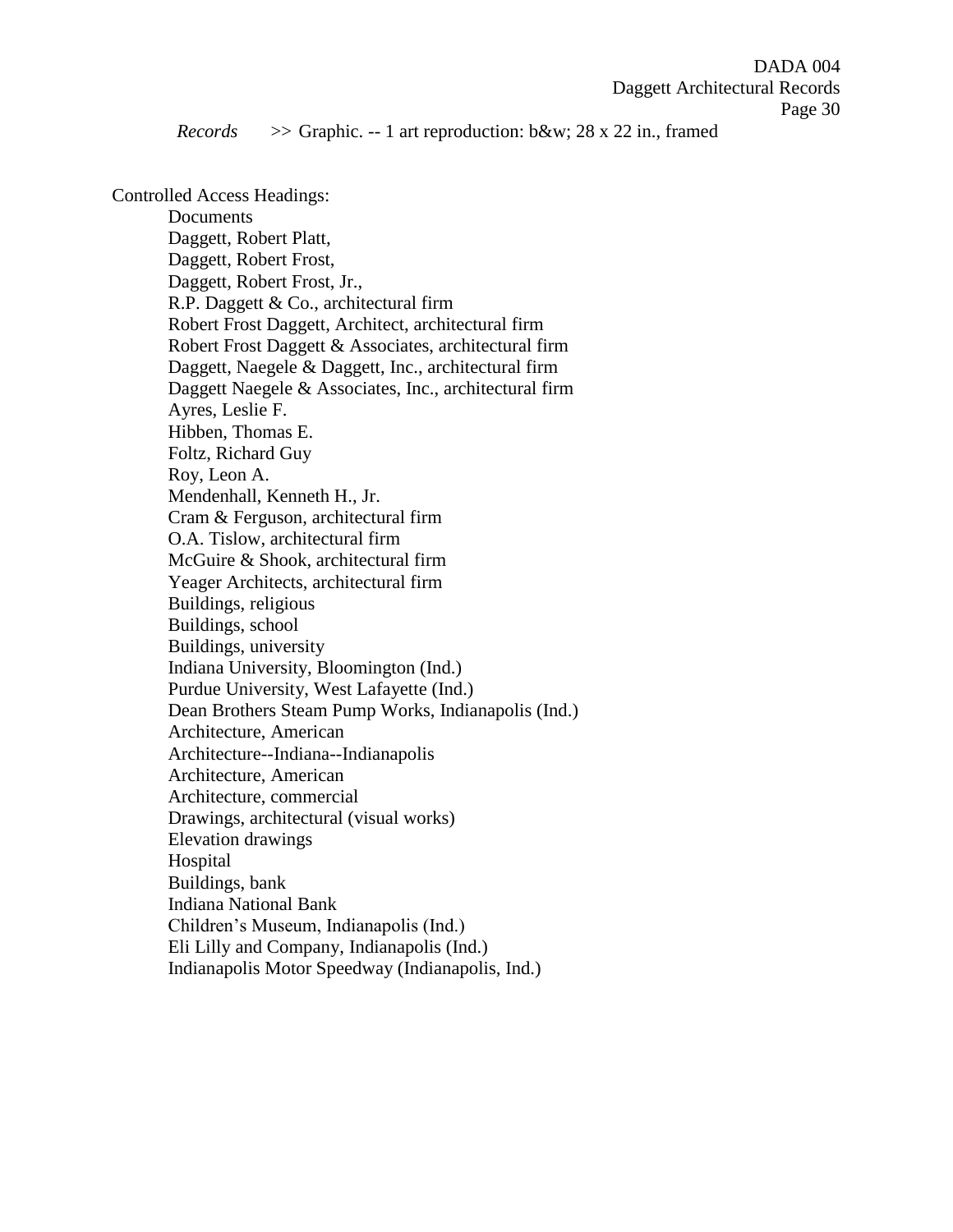*Records* >> Graphic. -- 1 art reproduction: b&w; 28 x 22 in., framed

Controlled Access Headings:

- Documents
- Daggett, Robert Platt,
- Daggett, Robert Frost,
- Daggett, Robert Frost, Jr.,
- R.P. Daggett & Co., architectural firm
- Robert Frost Daggett, Architect, architectural firm
- Robert Frost Daggett & Associates, architectural firm
- Daggett, Naegele & Daggett, Inc., architectural firm
- Daggett Naegele & Associates, Inc., architectural firm
- Ayres, Leslie F.
- Hibben, Thomas E.
- Foltz, Richard Guy
- Roy, Leon A.
- Mendenhall, Kenneth H., Jr.
- Cram & Ferguson, architectural firm
- O.A. Tislow, architectural firm
- McGuire & Shook, architectural firm
- Yeager Architects, architectural firm
- Buildings, religious
- Buildings, school
- Buildings, university
- Indiana University, Bloomington (Ind.)
- Purdue University, West Lafayette (Ind.)
- Dean Brothers Steam Pump Works, Indianapolis (Ind.)
- Architecture, American
- Architecture--Indiana--Indianapolis
- Architecture, American
- Architecture, commercial
- Drawings, architectural (visual works)
- Elevation drawings
- Hospital
- Buildings, bank
- Indiana National Bank
- Children's Museum, Indianapolis (Ind.)
- Eli Lilly and Company, Indianapolis (Ind.)
- Indianapolis Motor Speedway (Indianapolis, Ind.)